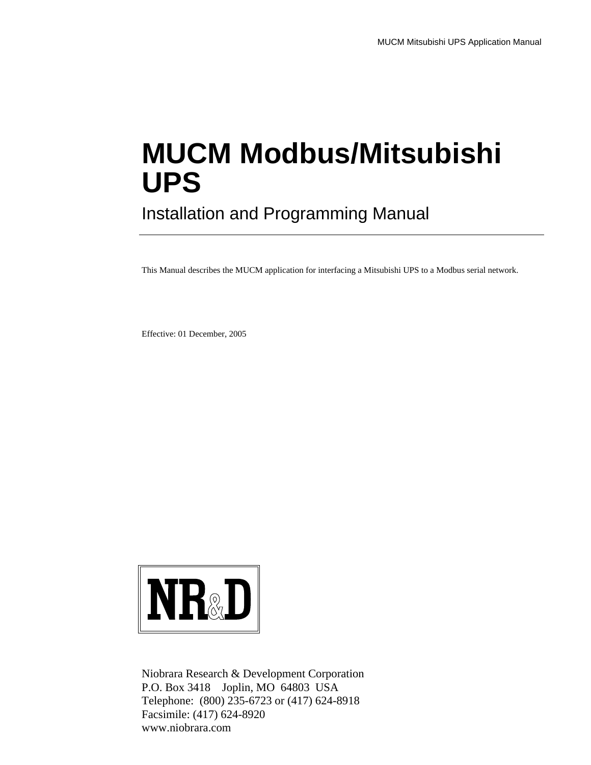# MUCM Modbus/Mitsubishi UPS

## Installation and Programming Manual

This Manual describes the MUCM application for interfacing a Mitsubishi UPS to a Modbus serial network.

Effective: 01 December, 2005

NR&D

Niobrara Research & Development Corporation
P.O. Box 3418    Joplin, MO  64803  USA
Telephone:  (800) 235-6723 or (417) 624-8918
Facsimile: (417) 624-8920
www.niobrara.com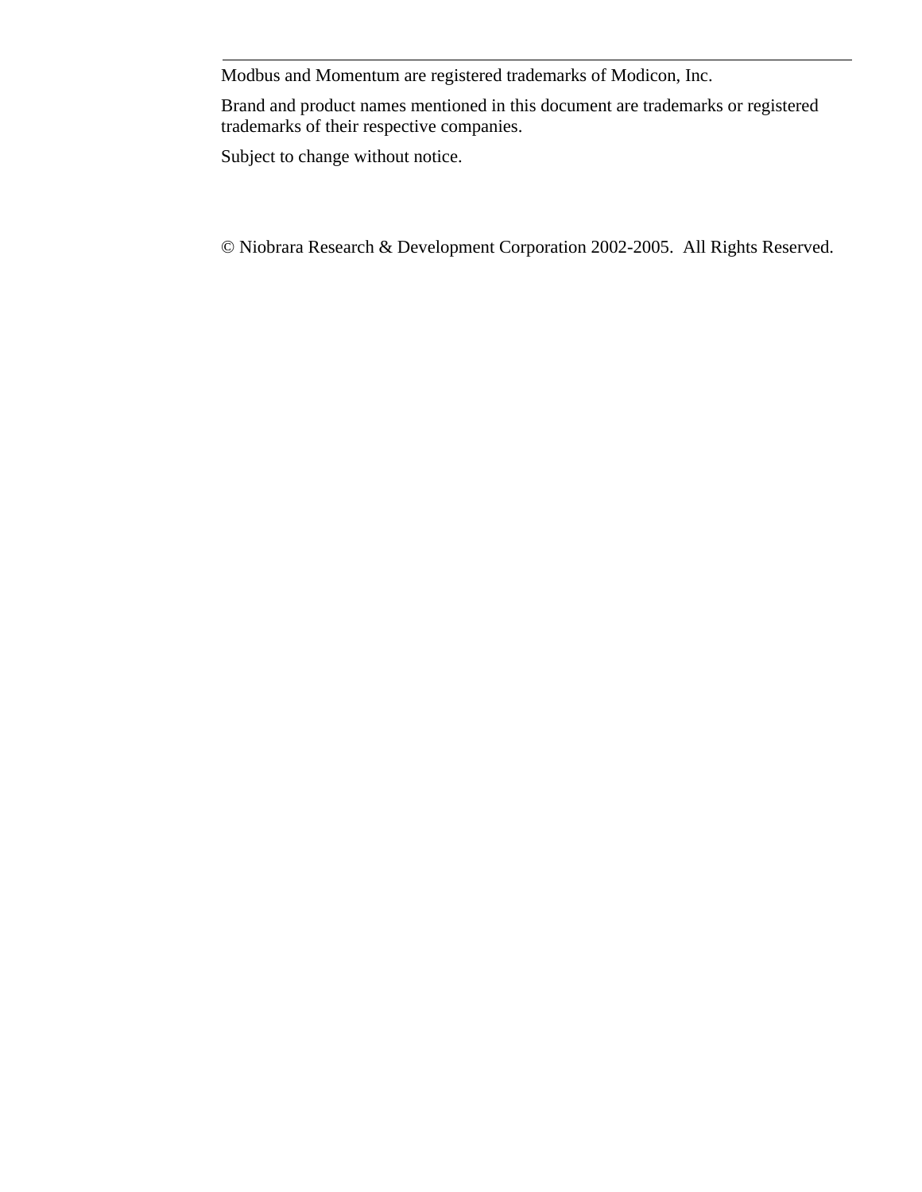Modbus and Momentum are registered trademarks of Modicon, Inc.

Brand and product names mentioned in this document are trademarks or registered trademarks of their respective companies.

Subject to change without notice.

© Niobrara Research & Development Corporation 2002-2005. All Rights Reserved.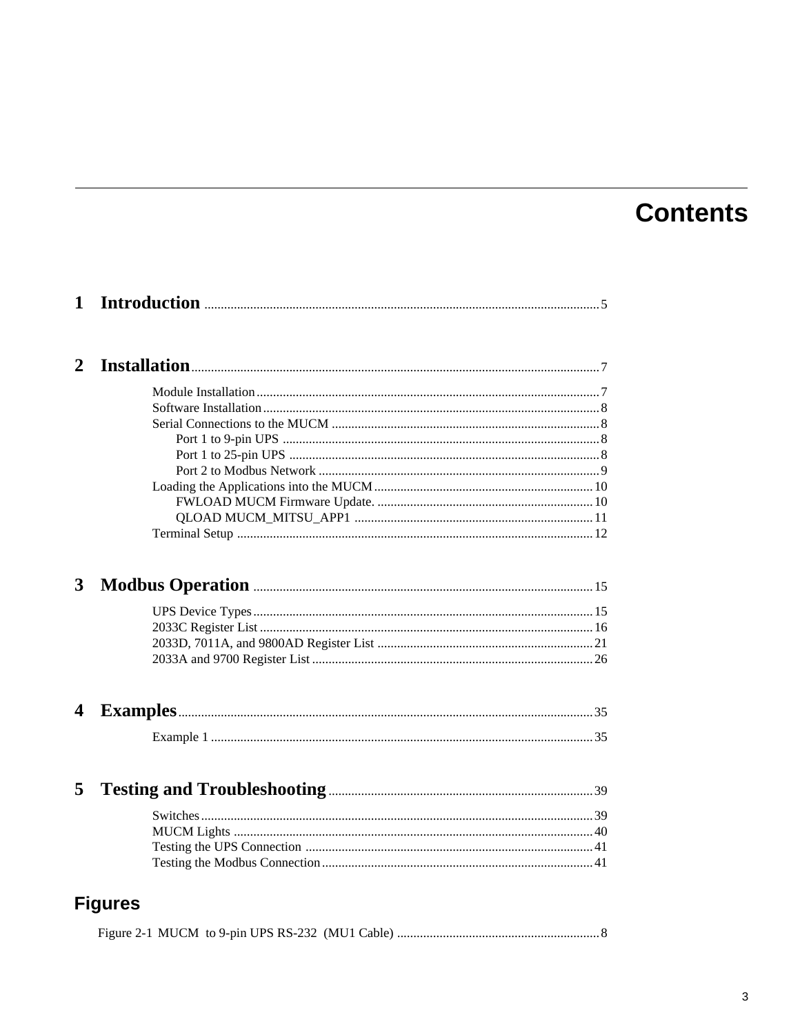# Contents

## 1 Introduction ....... 5

## 2 Installation ....... 7

- Module Installation ....... 7
- Software Installation ....... 8
- Serial Connections to the MUCM ....... 8
  - Port 1 to 9-pin UPS ....... 8
  - Port 1 to 25-pin UPS ....... 8
  - Port 2 to Modbus Network ....... 9
- Loading the Applications into the MUCM ....... 10
  - FWLOAD MUCM Firmware Update. ....... 10
  - QLOAD MUCM_MITSU_APP1 ....... 11
- Terminal Setup ....... 12

## 3 Modbus Operation ....... 15

- UPS Device Types ....... 15
- 2033C Register List ....... 16
- 2033D, 7011A, and 9800AD Register List ....... 21
- 2033A and 9700 Register List ....... 26

## 4 Examples ....... 35

- Example 1 ....... 35

## 5 Testing and Troubleshooting ....... 39

- Switches ....... 39
- MUCM Lights ....... 40
- Testing the UPS Connection ....... 41
- Testing the Modbus Connection ....... 41

## Figures

Figure 2-1 MUCM to 9-pin UPS RS-232 (MU1 Cable) ....... 8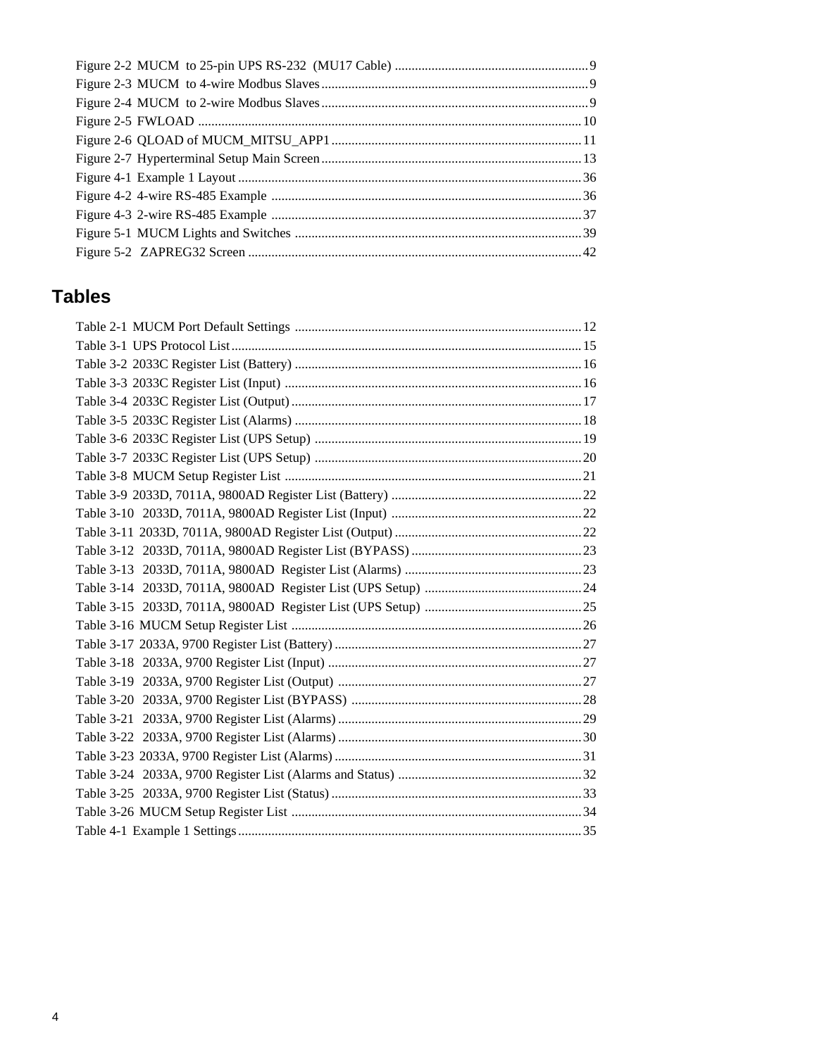Figure 2-2 MUCM to 25-pin UPS RS-232 (MU17 Cable) ..........................................................9
Figure 2-3 MUCM to 4-wire Modbus Slaves..............................................................................9
Figure 2-4 MUCM to 2-wire Modbus Slaves..............................................................................9
Figure 2-5 FWLOAD ................................................................................................................10
Figure 2-6 QLOAD of MUCM_MITSU_APP1..........................................................................11
Figure 2-7 Hyperterminal Setup Main Screen.............................................................................13
Figure 4-1 Example 1 Layout.....................................................................................................36
Figure 4-2 4-wire RS-485 Example ...........................................................................................36
Figure 4-3 2-wire RS-485 Example ...........................................................................................37
Figure 5-1 MUCM Lights and Switches ....................................................................................39
Figure 5-2 ZAPREG32 Screen ..................................................................................................42

## Tables

Table 2-1 MUCM Port Default Settings ....................................................................................12
Table 3-1 UPS Protocol List.......................................................................................................15
Table 3-2 2033C Register List (Battery) ....................................................................................16
Table 3-3 2033C Register List (Input) .......................................................................................16
Table 3-4 2033C Register List (Output).....................................................................................17
Table 3-5 2033C Register List (Alarms) ....................................................................................18
Table 3-6 2033C Register List (UPS Setup) ..............................................................................19
Table 3-7 2033C Register List (UPS Setup) ..............................................................................20
Table 3-8 MUCM Setup Register List .......................................................................................21
Table 3-9 2033D, 7011A, 9800AD Register List (Battery) ........................................................22
Table 3-10 2033D, 7011A, 9800AD Register List (Input) ........................................................22
Table 3-11 2033D, 7011A, 9800AD Register List (Output).......................................................22
Table 3-12 2033D, 7011A, 9800AD Register List (BYPASS) ..................................................23
Table 3-13 2033D, 7011A, 9800AD Register List (Alarms) ....................................................23
Table 3-14 2033D, 7011A, 9800AD Register List (UPS Setup) ..............................................24
Table 3-15 2033D, 7011A, 9800AD Register List (UPS Setup) ..............................................25
Table 3-16 MUCM Setup Register List .....................................................................................26
Table 3-17 2033A, 9700 Register List (Battery).........................................................................27
Table 3-18 2033A, 9700 Register List (Input) ..........................................................................27
Table 3-19 2033A, 9700 Register List (Output) ........................................................................27
Table 3-20 2033A, 9700 Register List (BYPASS) ...................................................................28
Table 3-21 2033A, 9700 Register List (Alarms).......................................................................29
Table 3-22 2033A, 9700 Register List (Alarms).......................................................................30
Table 3-23 2033A, 9700 Register List (Alarms).........................................................................31
Table 3-24 2033A, 9700 Register List (Alarms and Status) ......................................................32
Table 3-25 2033A, 9700 Register List (Status).........................................................................33
Table 3-26 MUCM Setup Register List .....................................................................................34
Table 4-1 Example 1 Settings.....................................................................................................35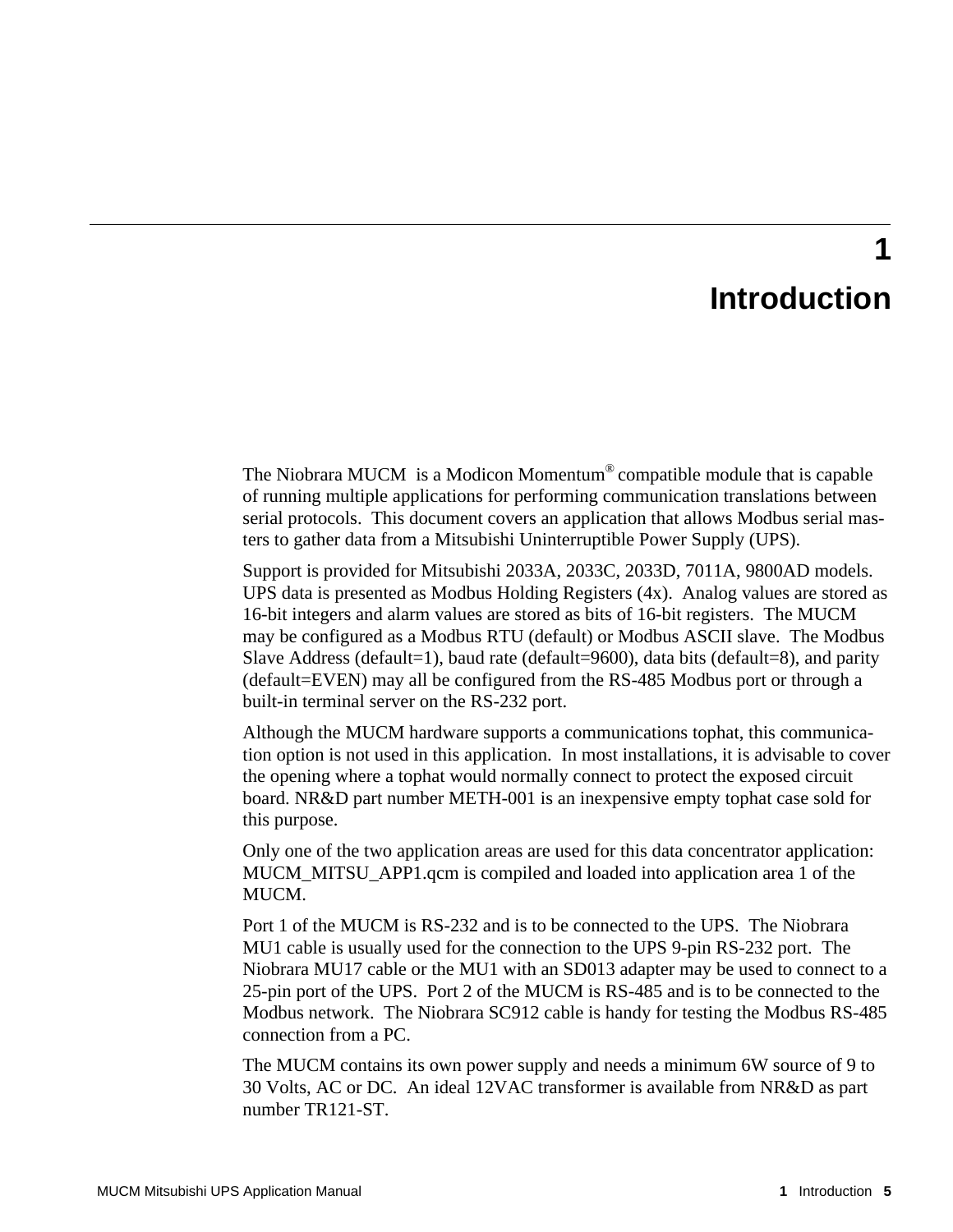# 1 Introduction

The Niobrara MUCM is a Modicon Momentum® compatible module that is capable of running multiple applications for performing communication translations between serial protocols. This document covers an application that allows Modbus serial masters to gather data from a Mitsubishi Uninterruptible Power Supply (UPS).

Support is provided for Mitsubishi 2033A, 2033C, 2033D, 7011A, 9800AD models. UPS data is presented as Modbus Holding Registers (4x). Analog values are stored as 16-bit integers and alarm values are stored as bits of 16-bit registers. The MUCM may be configured as a Modbus RTU (default) or Modbus ASCII slave. The Modbus Slave Address (default=1), baud rate (default=9600), data bits (default=8), and parity (default=EVEN) may all be configured from the RS-485 Modbus port or through a built-in terminal server on the RS-232 port.

Although the MUCM hardware supports a communications tophat, this communication option is not used in this application. In most installations, it is advisable to cover the opening where a tophat would normally connect to protect the exposed circuit board. NR&D part number METH-001 is an inexpensive empty tophat case sold for this purpose.

Only one of the two application areas are used for this data concentrator application: MUCM_MITSU_APP1.qcm is compiled and loaded into application area 1 of the MUCM.

Port 1 of the MUCM is RS-232 and is to be connected to the UPS. The Niobrara MU1 cable is usually used for the connection to the UPS 9-pin RS-232 port. The Niobrara MU17 cable or the MU1 with an SD013 adapter may be used to connect to a 25-pin port of the UPS. Port 2 of the MUCM is RS-485 and is to be connected to the Modbus network. The Niobrara SC912 cable is handy for testing the Modbus RS-485 connection from a PC.

The MUCM contains its own power supply and needs a minimum 6W source of 9 to 30 Volts, AC or DC. An ideal 12VAC transformer is available from NR&D as part number TR121-ST.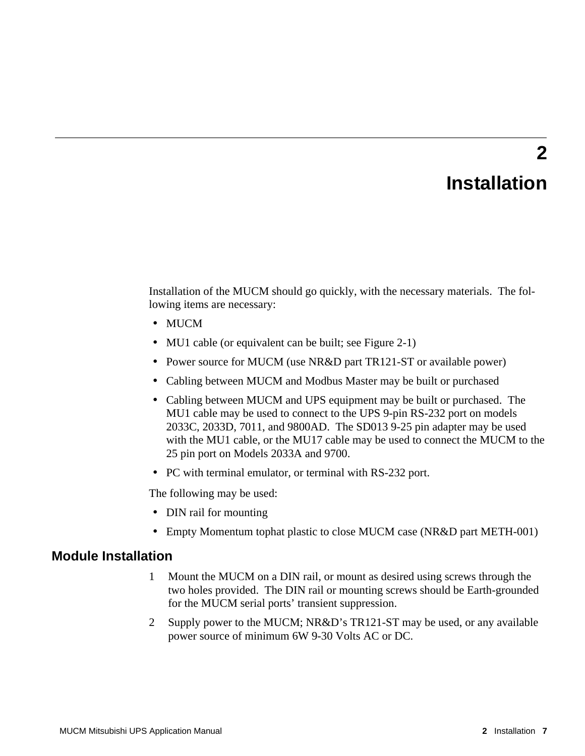# 2 Installation

Installation of the MUCM should go quickly, with the necessary materials. The following items are necessary:

- MUCM
- MU1 cable (or equivalent can be built; see Figure 2-1)
- Power source for MUCM (use NR&D part TR121-ST or available power)
- Cabling between MUCM and Modbus Master may be built or purchased
- Cabling between MUCM and UPS equipment may be built or purchased. The MU1 cable may be used to connect to the UPS 9-pin RS-232 port on models 2033C, 2033D, 7011, and 9800AD. The SD013 9-25 pin adapter may be used with the MU1 cable, or the MU17 cable may be used to connect the MUCM to the 25 pin port on Models 2033A and 9700.
- PC with terminal emulator, or terminal with RS-232 port.

The following may be used:

- DIN rail for mounting
- Empty Momentum tophat plastic to close MUCM case (NR&D part METH-001)

## Module Installation

1. Mount the MUCM on a DIN rail, or mount as desired using screws through the two holes provided. The DIN rail or mounting screws should be Earth-grounded for the MUCM serial ports' transient suppression.
2. Supply power to the MUCM; NR&D's TR121-ST may be used, or any available power source of minimum 6W 9-30 Volts AC or DC.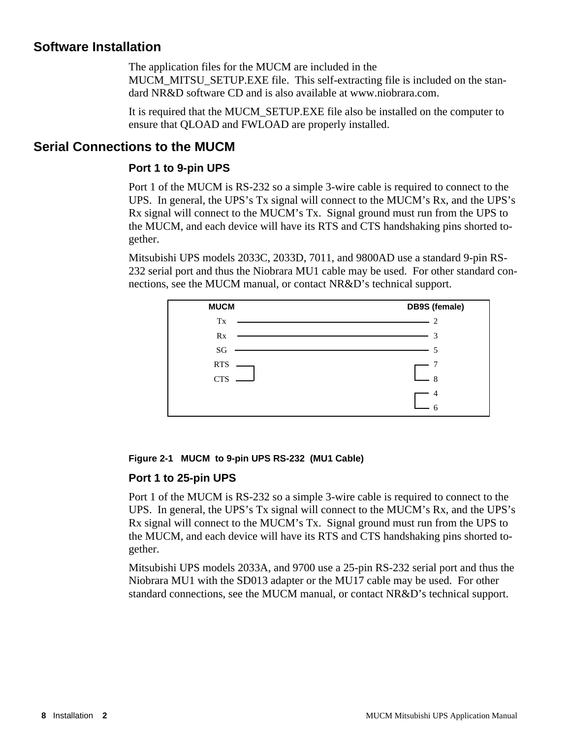## Software Installation

The application files for the MUCM are included in the MUCM_MITSU_SETUP.EXE file. This self-extracting file is included on the standard NR&D software CD and is also available at www.niobrara.com.

It is required that the MUCM_SETUP.EXE file also be installed on the computer to ensure that QLOAD and FWLOAD are properly installed.

## Serial Connections to the MUCM

### Port 1 to 9-pin UPS

Port 1 of the MUCM is RS-232 so a simple 3-wire cable is required to connect to the UPS. In general, the UPS's Tx signal will connect to the MUCM's Rx, and the UPS's Rx signal will connect to the MUCM's Tx. Signal ground must run from the UPS to the MUCM, and each device will have its RTS and CTS handshaking pins shorted together.

Mitsubishi UPS models 2033C, 2033D, 7011, and 9800AD use a standard 9-pin RS-232 serial port and thus the Niobrara MU1 cable may be used. For other standard connections, see the MUCM manual, or contact NR&D's technical support.

| MUCM | DB9S (female) |
|---|---|
| Tx | 2 |
| Rx | 3 |
| SG | 5 |
| RTS (jumpered to CTS) | 7 (jumpered to 8) |
| CTS | 8 |
| | 4 (jumpered to 6) |
| | 6 |

**Figure 2-1 MUCM to 9-pin UPS RS-232 (MU1 Cable)**

### Port 1 to 25-pin UPS

Port 1 of the MUCM is RS-232 so a simple 3-wire cable is required to connect to the UPS. In general, the UPS's Tx signal will connect to the MUCM's Rx, and the UPS's Rx signal will connect to the MUCM's Tx. Signal ground must run from the UPS to the MUCM, and each device will have its RTS and CTS handshaking pins shorted together.

Mitsubishi UPS models 2033A, and 9700 use a 25-pin RS-232 serial port and thus the Niobrara MU1 with the SD013 adapter or the MU17 cable may be used. For other standard connections, see the MUCM manual, or contact NR&D's technical support.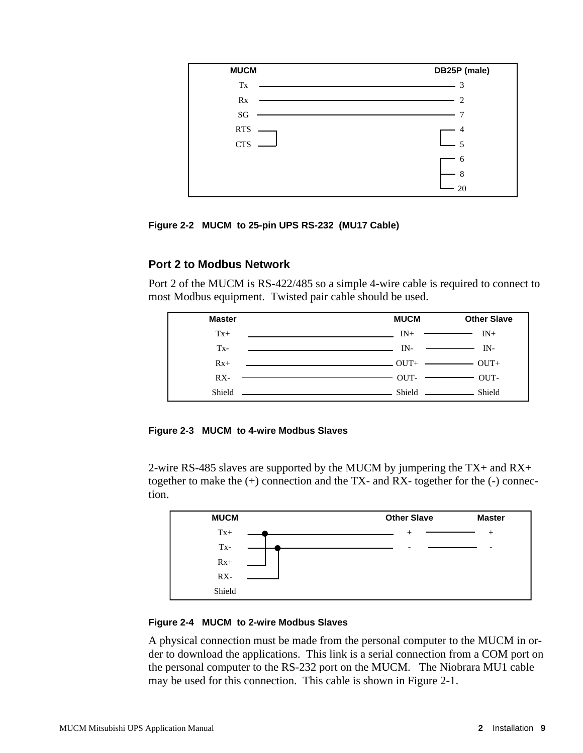| MUCM | DB25P (male) |
| --- | --- |
| Tx | 3 |
| Rx | 2 |
| SG | 7 |
| RTS (jumpered to CTS) | 4 (jumpered to 5) |
| CTS | 5 |
| | 6 (jumpered to 8, 20) |
| | 8 |
| | 20 |

**Figure 2-2 MUCM to 25-pin UPS RS-232 (MU17 Cable)**

## Port 2 to Modbus Network

Port 2 of the MUCM is RS-422/485 so a simple 4-wire cable is required to connect to most Modbus equipment. Twisted pair cable should be used.

| Master | MUCM | Other Slave |
| --- | --- | --- |
| Tx+ | IN+ | IN+ |
| Tx- | IN- | IN- |
| Rx+ | OUT+ | OUT+ |
| RX- | OUT- | OUT- |
| Shield | Shield | Shield |

**Figure 2-3 MUCM to 4-wire Modbus Slaves**

2-wire RS-485 slaves are supported by the MUCM by jumpering the TX+ and RX+ together to make the (+) connection and the TX- and RX- together for the (-) connection.

| MUCM | Other Slave | Master |
| --- | --- | --- |
| Tx+ (jumpered to Rx+) | + | + |
| Tx- (jumpered to RX-) | - | - |
| Rx+ | | |
| RX- | | |
| Shield | | |

**Figure 2-4 MUCM to 2-wire Modbus Slaves**

A physical connection must be made from the personal computer to the MUCM in order to download the applications. This link is a serial connection from a COM port on the personal computer to the RS-232 port on the MUCM. The Niobrara MU1 cable may be used for this connection. This cable is shown in Figure 2-1.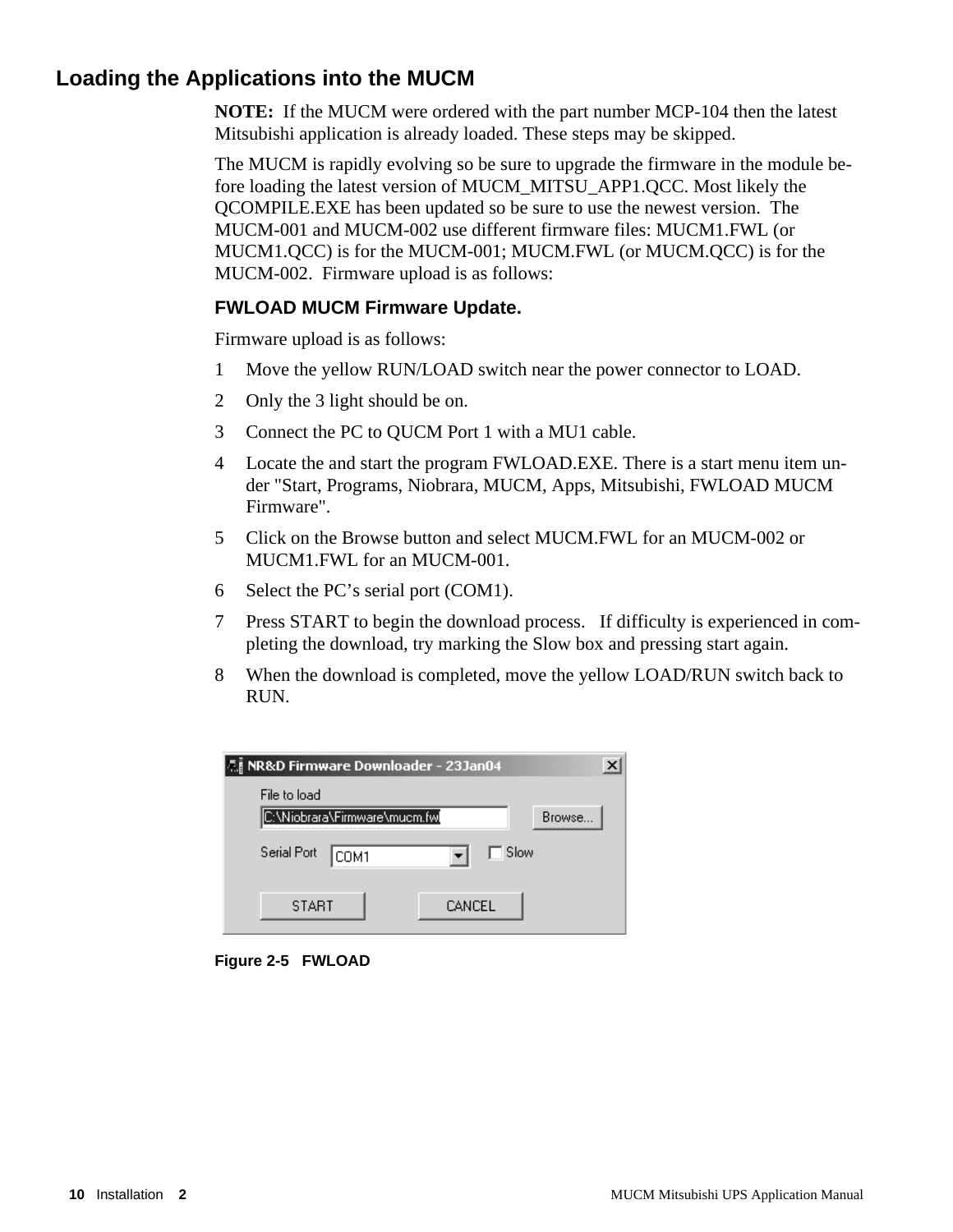## Loading the Applications into the MUCM

**NOTE:** If the MUCM were ordered with the part number MCP-104 then the latest Mitsubishi application is already loaded. These steps may be skipped.

The MUCM is rapidly evolving so be sure to upgrade the firmware in the module before loading the latest version of MUCM_MITSU_APP1.QCC. Most likely the QCOMPILE.EXE has been updated so be sure to use the newest version. The MUCM-001 and MUCM-002 use different firmware files: MUCM1.FWL (or MUCM1.QCC) is for the MUCM-001; MUCM.FWL (or MUCM.QCC) is for the MUCM-002. Firmware upload is as follows:

### FWLOAD MUCM Firmware Update.

Firmware upload is as follows:

1. Move the yellow RUN/LOAD switch near the power connector to LOAD.
2. Only the 3 light should be on.
3. Connect the PC to QUCM Port 1 with a MU1 cable.
4. Locate the and start the program FWLOAD.EXE. There is a start menu item under "Start, Programs, Niobrara, MUCM, Apps, Mitsubishi, FWLOAD MUCM Firmware".
5. Click on the Browse button and select MUCM.FWL for an MUCM-002 or MUCM1.FWL for an MUCM-001.
6. Select the PC's serial port (COM1).
7. Press START to begin the download process. If difficulty is experienced in completing the download, try marking the Slow box and pressing start again.
8. When the download is completed, move the yellow LOAD/RUN switch back to RUN.

NR&D Firmware Downloader - 23Jan04

File to load: C:\Niobrara\Firmware\mucm.fwl [Browse...]

Serial Port: COM1 [ ] Slow

[START] [CANCEL]

Figure 2-5 FWLOAD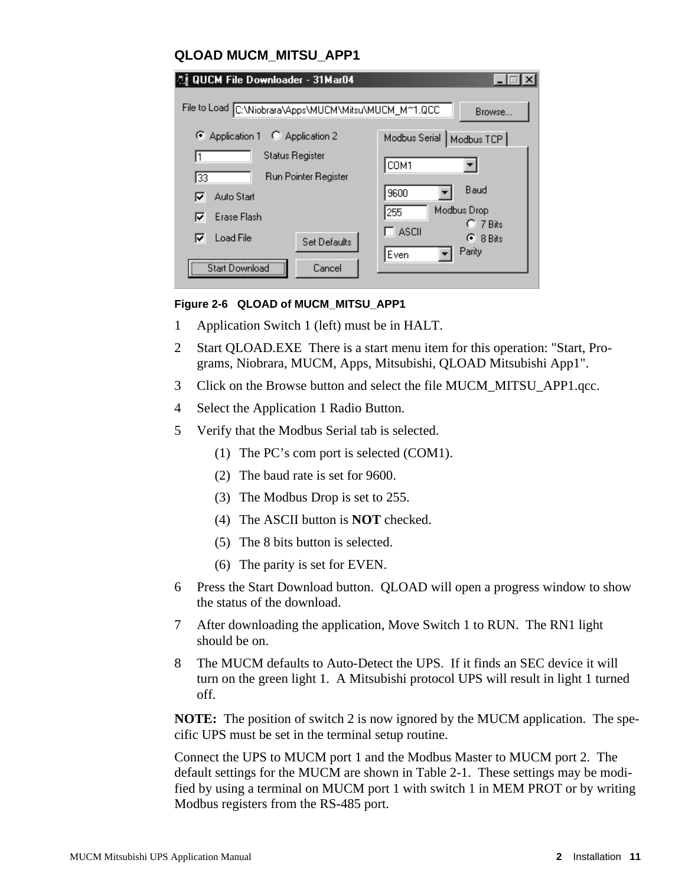### QLOAD MUCM_MITSU_APP1

Figure 2-6 QLOAD of MUCM_MITSU_APP1

1 Application Switch 1 (left) must be in HALT.

2 Start QLOAD.EXE There is a start menu item for this operation: "Start, Programs, Niobrara, MUCM, Apps, Mitsubishi, QLOAD Mitsubishi App1".

3 Click on the Browse button and select the file MUCM_MITSU_APP1.qcc.

4 Select the Application 1 Radio Button.

5 Verify that the Modbus Serial tab is selected.

   (1) The PC's com port is selected (COM1).

   (2) The baud rate is set for 9600.

   (3) The Modbus Drop is set to 255.

   (4) The ASCII button is **NOT** checked.

   (5) The 8 bits button is selected.

   (6) The parity is set for EVEN.

6 Press the Start Download button. QLOAD will open a progress window to show the status of the download.

7 After downloading the application, Move Switch 1 to RUN. The RN1 light should be on.

8 The MUCM defaults to Auto-Detect the UPS. If it finds an SEC device it will turn on the green light 1. A Mitsubishi protocol UPS will result in light 1 turned off.

**NOTE:** The position of switch 2 is now ignored by the MUCM application. The specific UPS must be set in the terminal setup routine.

Connect the UPS to MUCM port 1 and the Modbus Master to MUCM port 2. The default settings for the MUCM are shown in Table 2-1. These settings may be modified by using a terminal on MUCM port 1 with switch 1 in MEM PROT or by writing Modbus registers from the RS-485 port.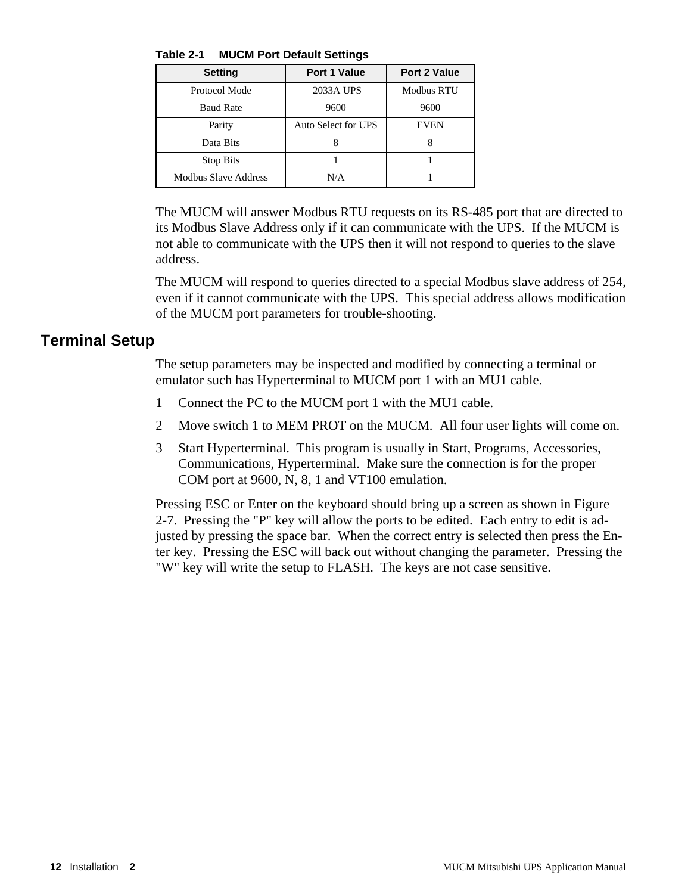**Table 2-1 MUCM Port Default Settings**

| Setting | Port 1 Value | Port 2 Value |
| --- | --- | --- |
| Protocol Mode | 2033A UPS | Modbus RTU |
| Baud Rate | 9600 | 9600 |
| Parity | Auto Select for UPS | EVEN |
| Data Bits | 8 | 8 |
| Stop Bits | 1 | 1 |
| Modbus Slave Address | N/A | 1 |

The MUCM will answer Modbus RTU requests on its RS-485 port that are directed to its Modbus Slave Address only if it can communicate with the UPS. If the MUCM is not able to communicate with the UPS then it will not respond to queries to the slave address.

The MUCM will respond to queries directed to a special Modbus slave address of 254, even if it cannot communicate with the UPS. This special address allows modification of the MUCM port parameters for trouble-shooting.

## Terminal Setup

The setup parameters may be inspected and modified by connecting a terminal or emulator such has Hyperterminal to MUCM port 1 with an MU1 cable.

1 Connect the PC to the MUCM port 1 with the MU1 cable.

2 Move switch 1 to MEM PROT on the MUCM. All four user lights will come on.

3 Start Hyperterminal. This program is usually in Start, Programs, Accessories, Communications, Hyperterminal. Make sure the connection is for the proper COM port at 9600, N, 8, 1 and VT100 emulation.

Pressing ESC or Enter on the keyboard should bring up a screen as shown in Figure 2-7. Pressing the "P" key will allow the ports to be edited. Each entry to edit is adjusted by pressing the space bar. When the correct entry is selected then press the Enter key. Pressing the ESC will back out without changing the parameter. Pressing the "W" key will write the setup to FLASH. The keys are not case sensitive.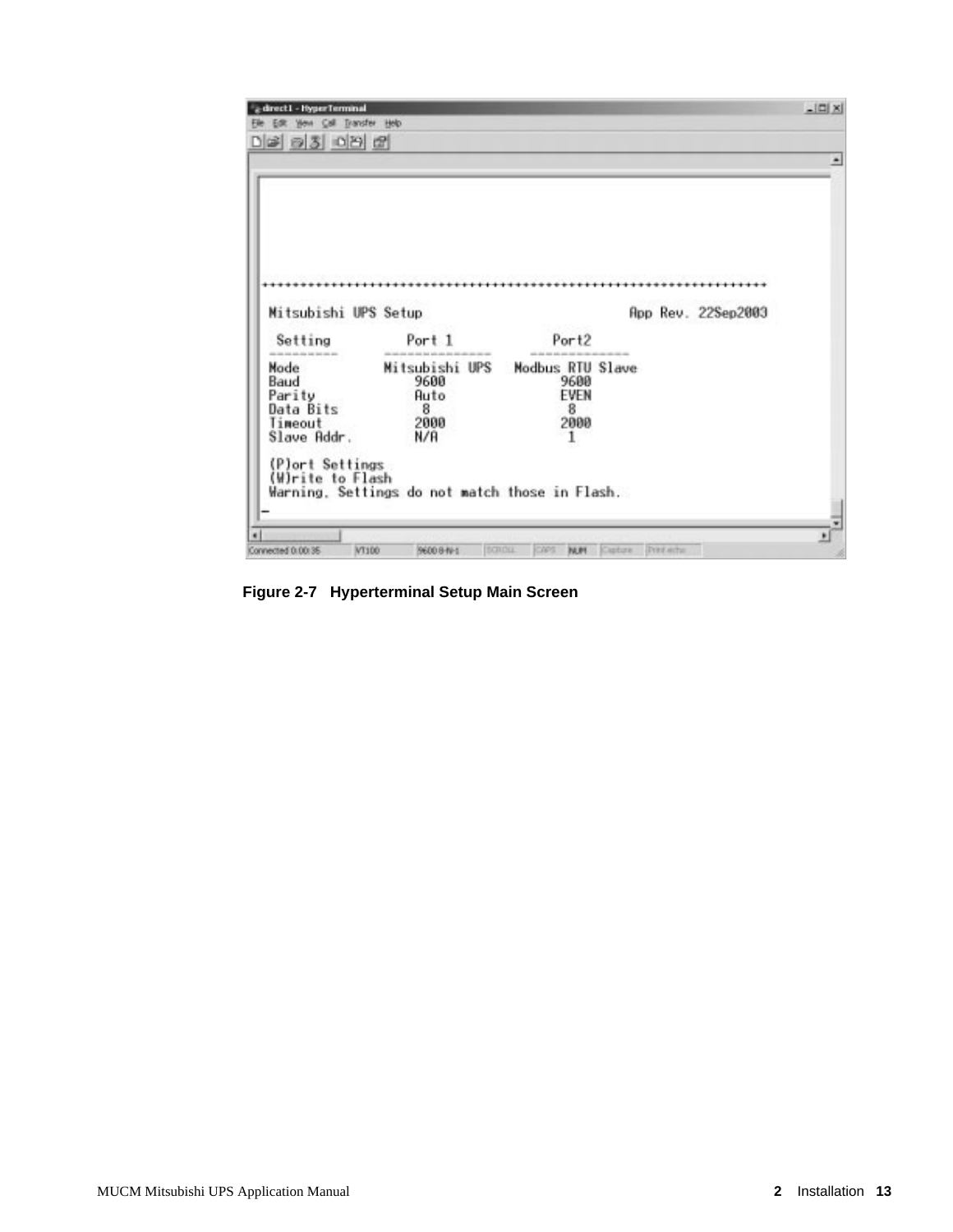```
++++++++++++++++++++++++++++++++++++++++++++++++++++++++++++++++++++++

 Mitsubishi UPS Setup                              App Rev. 22Sep2003

  Setting         Port 1           Port2
  ----------      ---------------  --------------
 Mode            Mitsubishi UPS   Modbus RTU Slave
 Baud                9600              9600
 Parity              Auto              EVEN
 Data Bits            8                 8
 Timeout             2000              2000
 Slave Addr.         N/A                1

 (P)ort Settings
 (W)rite to Flash
 Warning, Settings do not match those in Flash.
```

**Figure 2-7 Hyperterminal Setup Main Screen**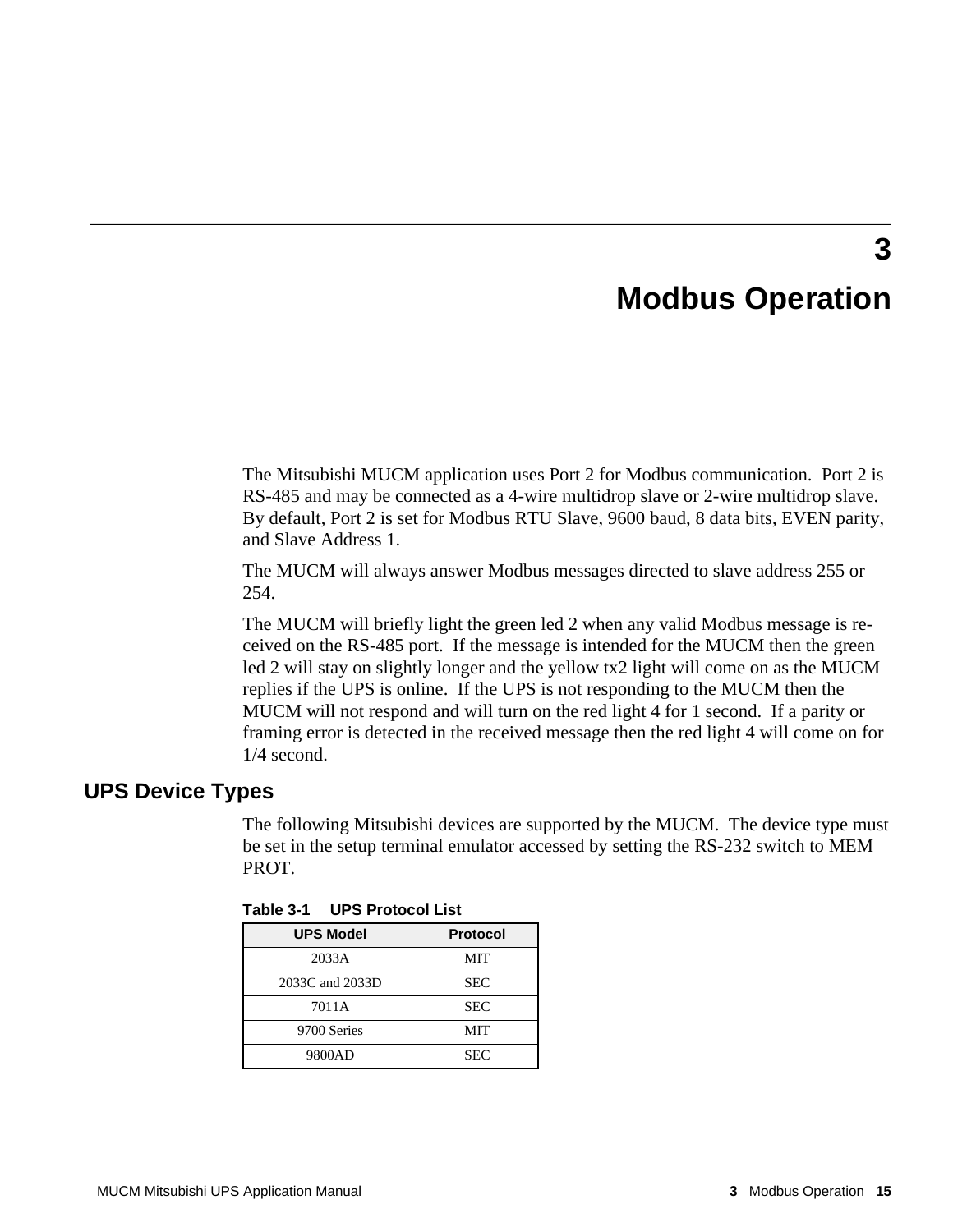# 3 Modbus Operation

The Mitsubishi MUCM application uses Port 2 for Modbus communication. Port 2 is RS-485 and may be connected as a 4-wire multidrop slave or 2-wire multidrop slave. By default, Port 2 is set for Modbus RTU Slave, 9600 baud, 8 data bits, EVEN parity, and Slave Address 1.

The MUCM will always answer Modbus messages directed to slave address 255 or 254.

The MUCM will briefly light the green led 2 when any valid Modbus message is received on the RS-485 port. If the message is intended for the MUCM then the green led 2 will stay on slightly longer and the yellow tx2 light will come on as the MUCM replies if the UPS is online. If the UPS is not responding to the MUCM then the MUCM will not respond and will turn on the red light 4 for 1 second. If a parity or framing error is detected in the received message then the red light 4 will come on for 1/4 second.

## UPS Device Types

The following Mitsubishi devices are supported by the MUCM. The device type must be set in the setup terminal emulator accessed by setting the RS-232 switch to MEM PROT.

**Table 3-1 UPS Protocol List**

| UPS Model | Protocol |
|---|---|
| 2033A | MIT |
| 2033C and 2033D | SEC |
| 7011A | SEC |
| 9700 Series | MIT |
| 9800AD | SEC |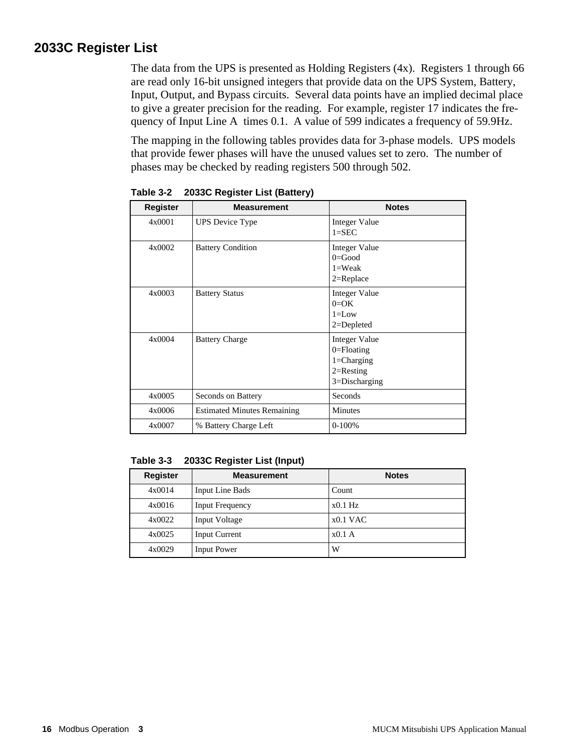## 2033C Register List

The data from the UPS is presented as Holding Registers (4x). Registers 1 through 66 are read only 16-bit unsigned integers that provide data on the UPS System, Battery, Input, Output, and Bypass circuits. Several data points have an implied decimal place to give a greater precision for the reading. For example, register 17 indicates the frequency of Input Line A times 0.1. A value of 599 indicates a frequency of 59.9Hz.

The mapping in the following tables provides data for 3-phase models. UPS models that provide fewer phases will have the unused values set to zero. The number of phases may be checked by reading registers 500 through 502.

**Table 3-2 2033C Register List (Battery)**

| Register | Measurement | Notes |
|---|---|---|
| 4x0001 | UPS Device Type | Integer Value<br>1=SEC |
| 4x0002 | Battery Condition | Integer Value<br>0=Good<br>1=Weak<br>2=Replace |
| 4x0003 | Battery Status | Integer Value<br>0=OK<br>1=Low<br>2=Depleted |
| 4x0004 | Battery Charge | Integer Value<br>0=Floating<br>1=Charging<br>2=Resting<br>3=Discharging |
| 4x0005 | Seconds on Battery | Seconds |
| 4x0006 | Estimated Minutes Remaining | Minutes |
| 4x0007 | % Battery Charge Left | 0-100% |

**Table 3-3 2033C Register List (Input)**

| Register | Measurement | Notes |
|---|---|---|
| 4x0014 | Input Line Bads | Count |
| 4x0016 | Input Frequency | x0.1 Hz |
| 4x0022 | Input Voltage | x0.1 VAC |
| 4x0025 | Input Current | x0.1 A |
| 4x0029 | Input Power | W |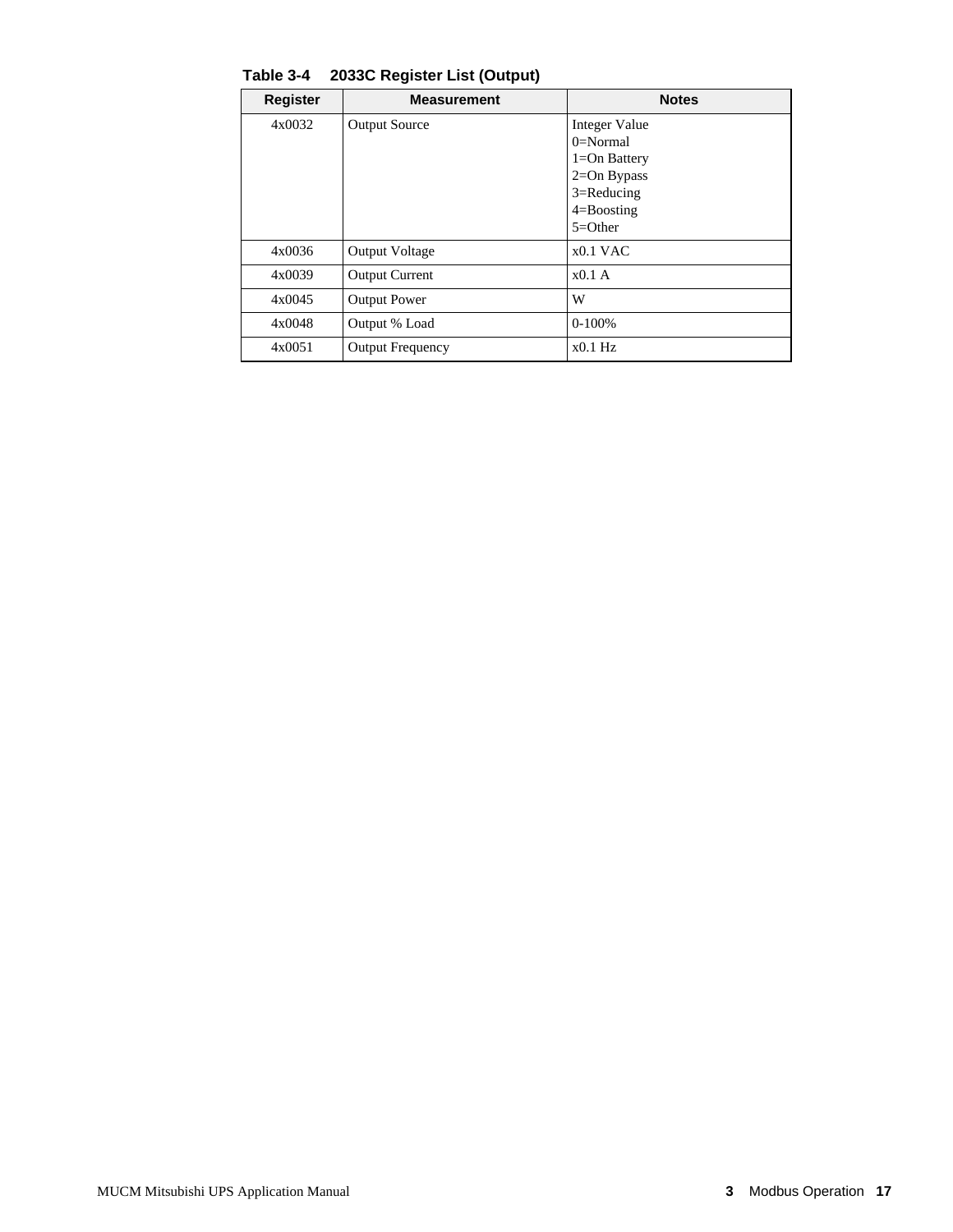**Table 3-4 2033C Register List (Output)**

| Register | Measurement | Notes |
|---|---|---|
| 4x0032 | Output Source | Integer Value<br>0=Normal<br>1=On Battery<br>2=On Bypass<br>3=Reducing<br>4=Boosting<br>5=Other |
| 4x0036 | Output Voltage | x0.1 VAC |
| 4x0039 | Output Current | x0.1 A |
| 4x0045 | Output Power | W |
| 4x0048 | Output % Load | 0-100% |
| 4x0051 | Output Frequency | x0.1 Hz |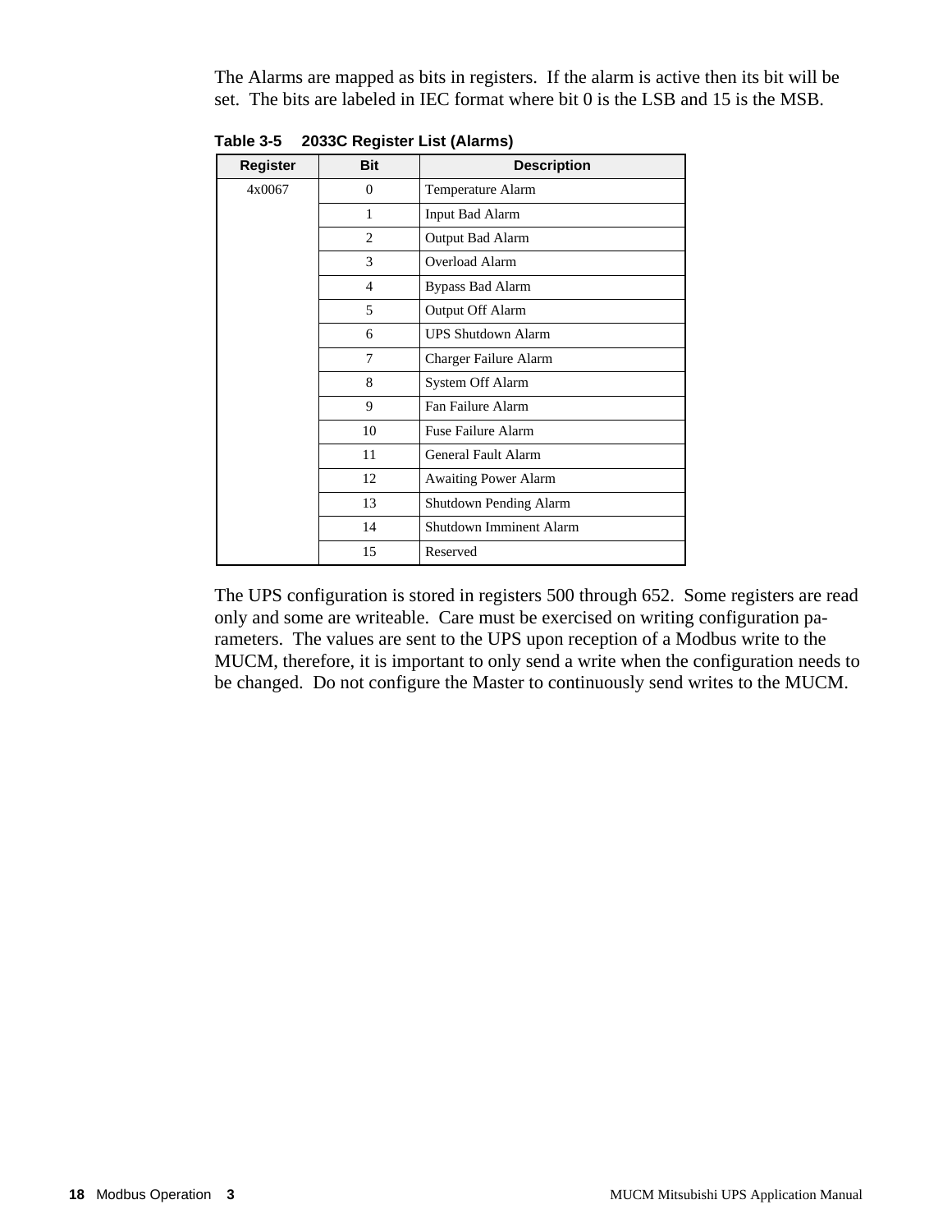The Alarms are mapped as bits in registers. If the alarm is active then its bit will be set. The bits are labeled in IEC format where bit 0 is the LSB and 15 is the MSB.

**Table 3-5 2033C Register List (Alarms)**

| Register | Bit | Description |
|---|---|---|
| 4x0067 | 0 | Temperature Alarm |
| | 1 | Input Bad Alarm |
| | 2 | Output Bad Alarm |
| | 3 | Overload Alarm |
| | 4 | Bypass Bad Alarm |
| | 5 | Output Off Alarm |
| | 6 | UPS Shutdown Alarm |
| | 7 | Charger Failure Alarm |
| | 8 | System Off Alarm |
| | 9 | Fan Failure Alarm |
| | 10 | Fuse Failure Alarm |
| | 11 | General Fault Alarm |
| | 12 | Awaiting Power Alarm |
| | 13 | Shutdown Pending Alarm |
| | 14 | Shutdown Imminent Alarm |
| | 15 | Reserved |

The UPS configuration is stored in registers 500 through 652. Some registers are read only and some are writeable. Care must be exercised on writing configuration parameters. The values are sent to the UPS upon reception of a Modbus write to the MUCM, therefore, it is important to only send a write when the configuration needs to be changed. Do not configure the Master to continuously send writes to the MUCM.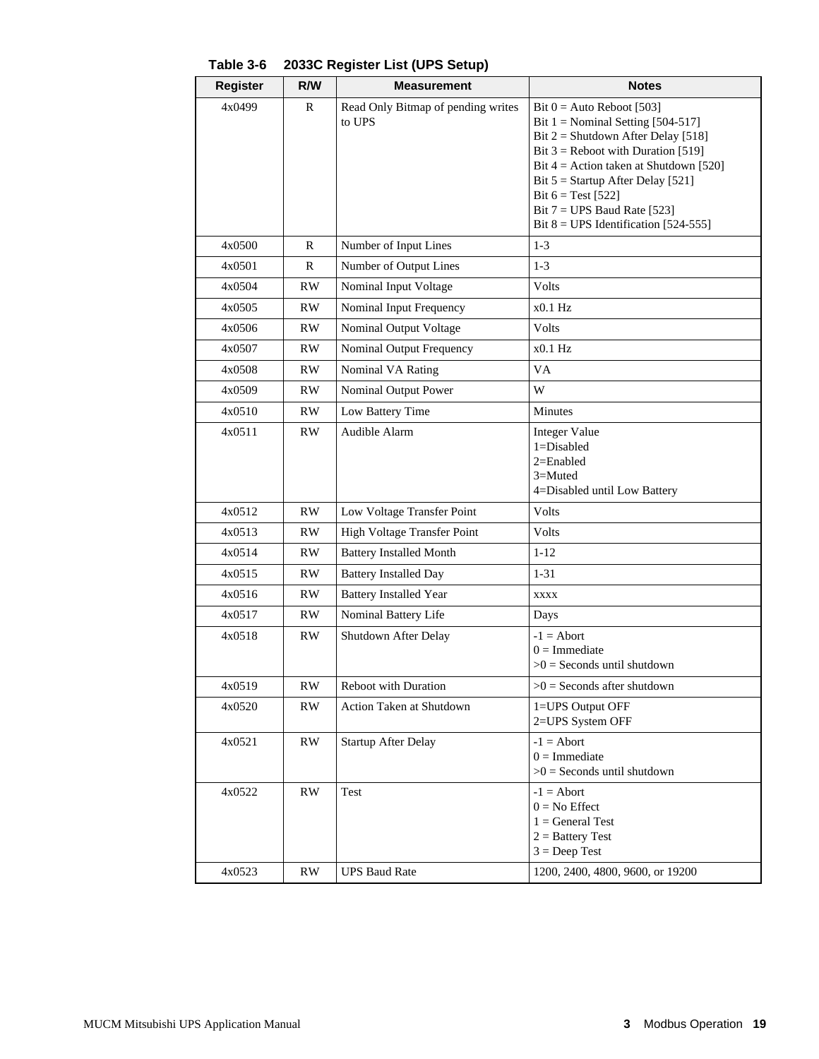**Table 3-6 2033C Register List (UPS Setup)**

| Register | R/W | Measurement | Notes |
|---|---|---|---|
| 4x0499 | R | Read Only Bitmap of pending writes to UPS | Bit 0 = Auto Reboot [503]<br>Bit 1 = Nominal Setting [504-517]<br>Bit 2 = Shutdown After Delay [518]<br>Bit 3 = Reboot with Duration [519]<br>Bit 4 = Action taken at Shutdown [520]<br>Bit 5 = Startup After Delay [521]<br>Bit 6 = Test [522]<br>Bit 7 = UPS Baud Rate [523]<br>Bit 8 = UPS Identification [524-555] |
| 4x0500 | R | Number of Input Lines | 1-3 |
| 4x0501 | R | Number of Output Lines | 1-3 |
| 4x0504 | RW | Nominal Input Voltage | Volts |
| 4x0505 | RW | Nominal Input Frequency | x0.1 Hz |
| 4x0506 | RW | Nominal Output Voltage | Volts |
| 4x0507 | RW | Nominal Output Frequency | x0.1 Hz |
| 4x0508 | RW | Nominal VA Rating | VA |
| 4x0509 | RW | Nominal Output Power | W |
| 4x0510 | RW | Low Battery Time | Minutes |
| 4x0511 | RW | Audible Alarm | Integer Value<br>1=Disabled<br>2=Enabled<br>3=Muted<br>4=Disabled until Low Battery |
| 4x0512 | RW | Low Voltage Transfer Point | Volts |
| 4x0513 | RW | High Voltage Transfer Point | Volts |
| 4x0514 | RW | Battery Installed Month | 1-12 |
| 4x0515 | RW | Battery Installed Day | 1-31 |
| 4x0516 | RW | Battery Installed Year | xxxx |
| 4x0517 | RW | Nominal Battery Life | Days |
| 4x0518 | RW | Shutdown After Delay | -1 = Abort<br>0 = Immediate<br>>0 = Seconds until shutdown |
| 4x0519 | RW | Reboot with Duration | >0 = Seconds after shutdown |
| 4x0520 | RW | Action Taken at Shutdown | 1=UPS Output OFF<br>2=UPS System OFF |
| 4x0521 | RW | Startup After Delay | -1 = Abort<br>0 = Immediate<br>>0 = Seconds until shutdown |
| 4x0522 | RW | Test | -1 = Abort<br>0 = No Effect<br>1 = General Test<br>2 = Battery Test<br>3 = Deep Test |
| 4x0523 | RW | UPS Baud Rate | 1200, 2400, 4800, 9600, or 19200 |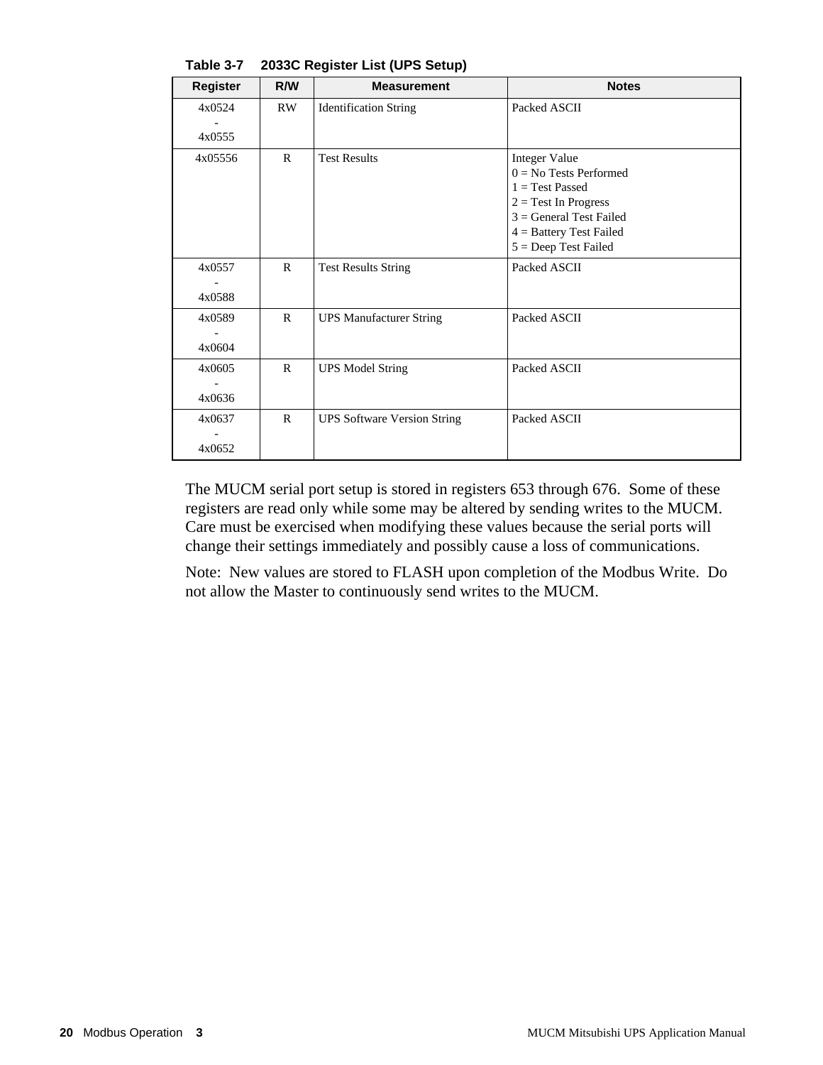**Table 3-7 2033C Register List (UPS Setup)**

| Register | R/W | Measurement | Notes |
|---|---|---|---|
| 4x0524 - 4x0555 | RW | Identification String | Packed ASCII |
| 4x05556 | R | Test Results | Integer Value<br>0 = No Tests Performed<br>1 = Test Passed<br>2 = Test In Progress<br>3 = General Test Failed<br>4 = Battery Test Failed<br>5 = Deep Test Failed |
| 4x0557 - 4x0588 | R | Test Results String | Packed ASCII |
| 4x0589 - 4x0604 | R | UPS Manufacturer String | Packed ASCII |
| 4x0605 - 4x0636 | R | UPS Model String | Packed ASCII |
| 4x0637 - 4x0652 | R | UPS Software Version String | Packed ASCII |

The MUCM serial port setup is stored in registers 653 through 676. Some of these registers are read only while some may be altered by sending writes to the MUCM. Care must be exercised when modifying these values because the serial ports will change their settings immediately and possibly cause a loss of communications.

Note: New values are stored to FLASH upon completion of the Modbus Write. Do not allow the Master to continuously send writes to the MUCM.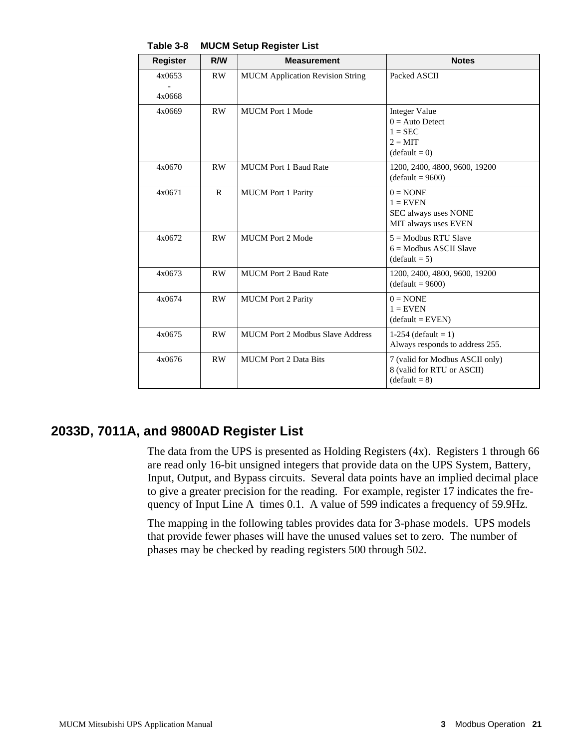**Table 3-8 MUCM Setup Register List**

| Register | R/W | Measurement | Notes |
|---|---|---|---|
| 4x0653<br>-<br>4x0668 | RW | MUCM Application Revision String | Packed ASCII |
| 4x0669 | RW | MUCM Port 1 Mode | Integer Value<br>0 = Auto Detect<br>1 = SEC<br>2 = MIT<br>(default = 0) |
| 4x0670 | RW | MUCM Port 1 Baud Rate | 1200, 2400, 4800, 9600, 19200<br>(default = 9600) |
| 4x0671 | R | MUCM Port 1 Parity | 0 = NONE<br>1 = EVEN<br>SEC always uses NONE<br>MIT always uses EVEN |
| 4x0672 | RW | MUCM Port 2 Mode | 5 = Modbus RTU Slave<br>6 = Modbus ASCII Slave<br>(default = 5) |
| 4x0673 | RW | MUCM Port 2 Baud Rate | 1200, 2400, 4800, 9600, 19200<br>(default = 9600) |
| 4x0674 | RW | MUCM Port 2 Parity | 0 = NONE<br>1 = EVEN<br>(default = EVEN) |
| 4x0675 | RW | MUCM Port 2 Modbus Slave Address | 1-254 (default = 1)<br>Always responds to address 255. |
| 4x0676 | RW | MUCM Port 2 Data Bits | 7 (valid for Modbus ASCII only)<br>8 (valid for RTU or ASCII)<br>(default = 8) |

## 2033D, 7011A, and 9800AD Register List

The data from the UPS is presented as Holding Registers (4x). Registers 1 through 66 are read only 16-bit unsigned integers that provide data on the UPS System, Battery, Input, Output, and Bypass circuits. Several data points have an implied decimal place to give a greater precision for the reading. For example, register 17 indicates the frequency of Input Line A times 0.1. A value of 599 indicates a frequency of 59.9Hz.

The mapping in the following tables provides data for 3-phase models. UPS models that provide fewer phases will have the unused values set to zero. The number of phases may be checked by reading registers 500 through 502.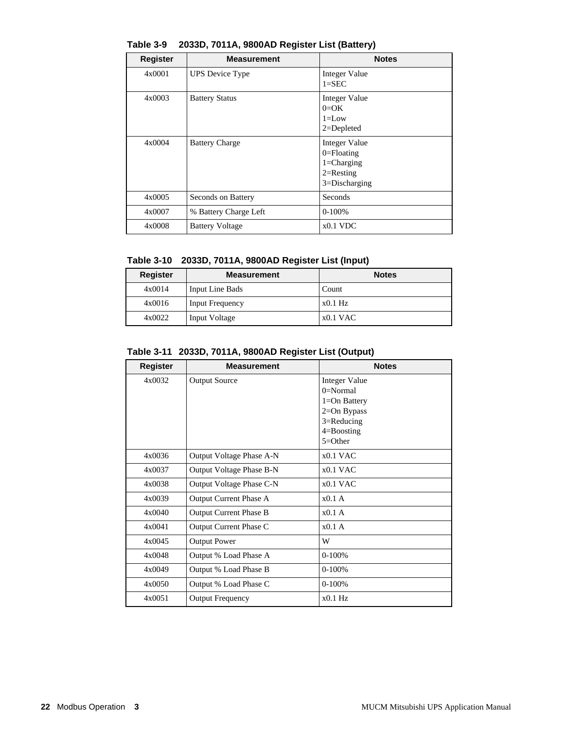**Table 3-9 2033D, 7011A, 9800AD Register List (Battery)**

| Register | Measurement | Notes |
|---|---|---|
| 4x0001 | UPS Device Type | Integer Value<br>1=SEC |
| 4x0003 | Battery Status | Integer Value<br>0=OK<br>1=Low<br>2=Depleted |
| 4x0004 | Battery Charge | Integer Value<br>0=Floating<br>1=Charging<br>2=Resting<br>3=Discharging |
| 4x0005 | Seconds on Battery | Seconds |
| 4x0007 | % Battery Charge Left | 0-100% |
| 4x0008 | Battery Voltage | x0.1 VDC |

**Table 3-10 2033D, 7011A, 9800AD Register List (Input)**

| Register | Measurement | Notes |
|---|---|---|
| 4x0014 | Input Line Bads | Count |
| 4x0016 | Input Frequency | x0.1 Hz |
| 4x0022 | Input Voltage | x0.1 VAC |

**Table 3-11 2033D, 7011A, 9800AD Register List (Output)**

| Register | Measurement | Notes |
|---|---|---|
| 4x0032 | Output Source | Integer Value<br>0=Normal<br>1=On Battery<br>2=On Bypass<br>3=Reducing<br>4=Boosting<br>5=Other |
| 4x0036 | Output Voltage Phase A-N | x0.1 VAC |
| 4x0037 | Output Voltage Phase B-N | x0.1 VAC |
| 4x0038 | Output Voltage Phase C-N | x0.1 VAC |
| 4x0039 | Output Current Phase A | x0.1 A |
| 4x0040 | Output Current Phase B | x0.1 A |
| 4x0041 | Output Current Phase C | x0.1 A |
| 4x0045 | Output Power | W |
| 4x0048 | Output % Load Phase A | 0-100% |
| 4x0049 | Output % Load Phase B | 0-100% |
| 4x0050 | Output % Load Phase C | 0-100% |
| 4x0051 | Output Frequency | x0.1 Hz |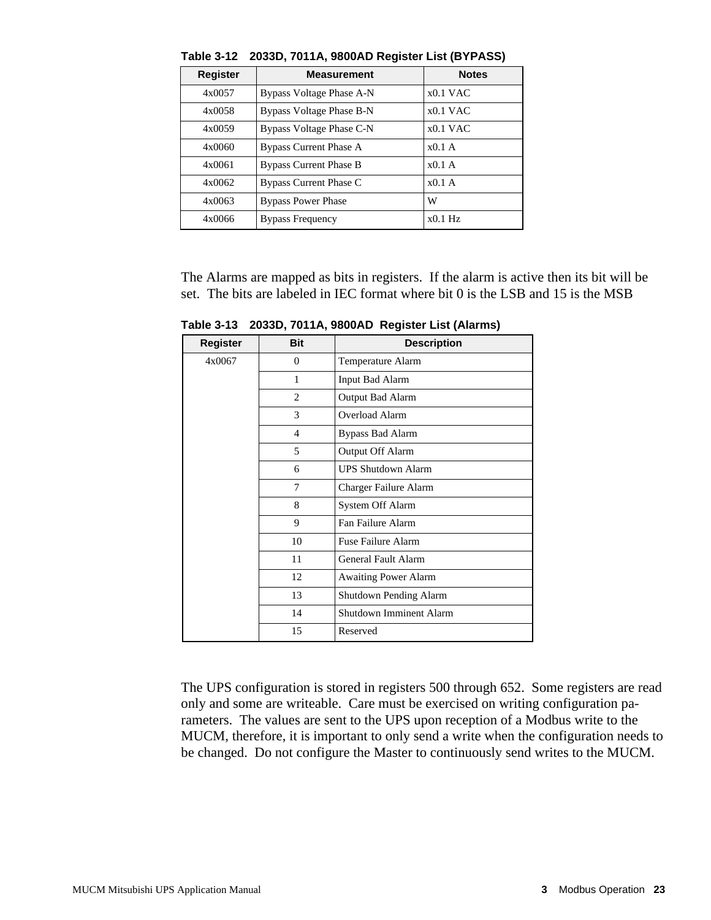**Table 3-12 2033D, 7011A, 9800AD Register List (BYPASS)**

| Register | Measurement | Notes |
|---|---|---|
| 4x0057 | Bypass Voltage Phase A-N | x0.1 VAC |
| 4x0058 | Bypass Voltage Phase B-N | x0.1 VAC |
| 4x0059 | Bypass Voltage Phase C-N | x0.1 VAC |
| 4x0060 | Bypass Current Phase A | x0.1 A |
| 4x0061 | Bypass Current Phase B | x0.1 A |
| 4x0062 | Bypass Current Phase C | x0.1 A |
| 4x0063 | Bypass Power Phase | W |
| 4x0066 | Bypass Frequency | x0.1 Hz |

The Alarms are mapped as bits in registers. If the alarm is active then its bit will be set. The bits are labeled in IEC format where bit 0 is the LSB and 15 is the MSB

**Table 3-13 2033D, 7011A, 9800AD Register List (Alarms)**

| Register | Bit | Description |
|---|---|---|
| 4x0067 | 0 | Temperature Alarm |
| | 1 | Input Bad Alarm |
| | 2 | Output Bad Alarm |
| | 3 | Overload Alarm |
| | 4 | Bypass Bad Alarm |
| | 5 | Output Off Alarm |
| | 6 | UPS Shutdown Alarm |
| | 7 | Charger Failure Alarm |
| | 8 | System Off Alarm |
| | 9 | Fan Failure Alarm |
| | 10 | Fuse Failure Alarm |
| | 11 | General Fault Alarm |
| | 12 | Awaiting Power Alarm |
| | 13 | Shutdown Pending Alarm |
| | 14 | Shutdown Imminent Alarm |
| | 15 | Reserved |

The UPS configuration is stored in registers 500 through 652. Some registers are read only and some are writeable. Care must be exercised on writing configuration parameters. The values are sent to the UPS upon reception of a Modbus write to the MUCM, therefore, it is important to only send a write when the configuration needs to be changed. Do not configure the Master to continuously send writes to the MUCM.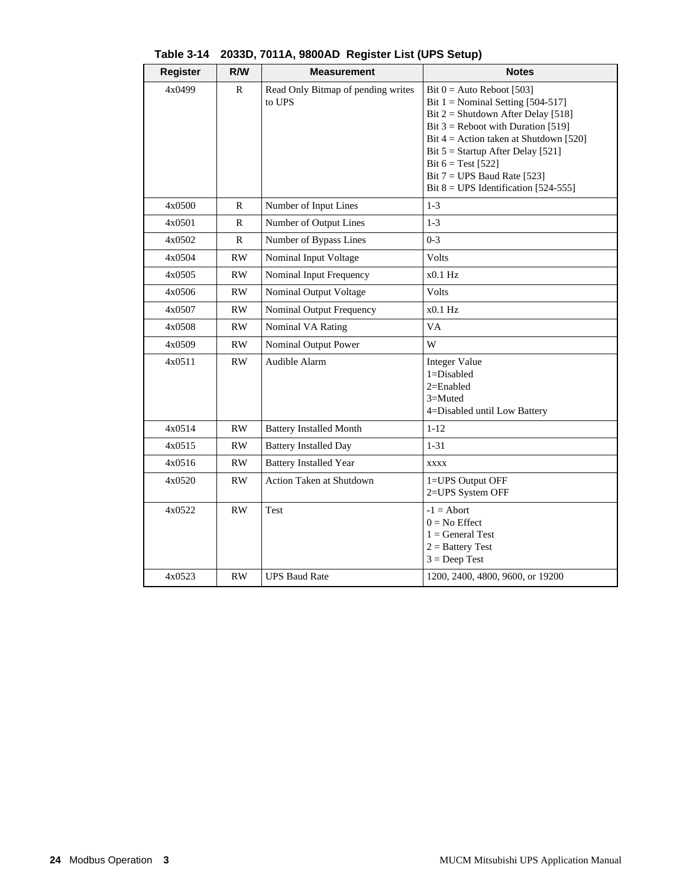**Table 3-14 2033D, 7011A, 9800AD Register List (UPS Setup)**

| Register | R/W | Measurement | Notes |
|---|---|---|---|
| 4x0499 | R | Read Only Bitmap of pending writes to UPS | Bit 0 = Auto Reboot [503]<br>Bit 1 = Nominal Setting [504-517]<br>Bit 2 = Shutdown After Delay [518]<br>Bit 3 = Reboot with Duration [519]<br>Bit 4 = Action taken at Shutdown [520]<br>Bit 5 = Startup After Delay [521]<br>Bit 6 = Test [522]<br>Bit 7 = UPS Baud Rate [523]<br>Bit 8 = UPS Identification [524-555] |
| 4x0500 | R | Number of Input Lines | 1-3 |
| 4x0501 | R | Number of Output Lines | 1-3 |
| 4x0502 | R | Number of Bypass Lines | 0-3 |
| 4x0504 | RW | Nominal Input Voltage | Volts |
| 4x0505 | RW | Nominal Input Frequency | x0.1 Hz |
| 4x0506 | RW | Nominal Output Voltage | Volts |
| 4x0507 | RW | Nominal Output Frequency | x0.1 Hz |
| 4x0508 | RW | Nominal VA Rating | VA |
| 4x0509 | RW | Nominal Output Power | W |
| 4x0511 | RW | Audible Alarm | Integer Value<br>1=Disabled<br>2=Enabled<br>3=Muted<br>4=Disabled until Low Battery |
| 4x0514 | RW | Battery Installed Month | 1-12 |
| 4x0515 | RW | Battery Installed Day | 1-31 |
| 4x0516 | RW | Battery Installed Year | xxxx |
| 4x0520 | RW | Action Taken at Shutdown | 1=UPS Output OFF<br>2=UPS System OFF |
| 4x0522 | RW | Test | -1 = Abort<br>0 = No Effect<br>1 = General Test<br>2 = Battery Test<br>3 = Deep Test |
| 4x0523 | RW | UPS Baud Rate | 1200, 2400, 4800, 9600, or 19200 |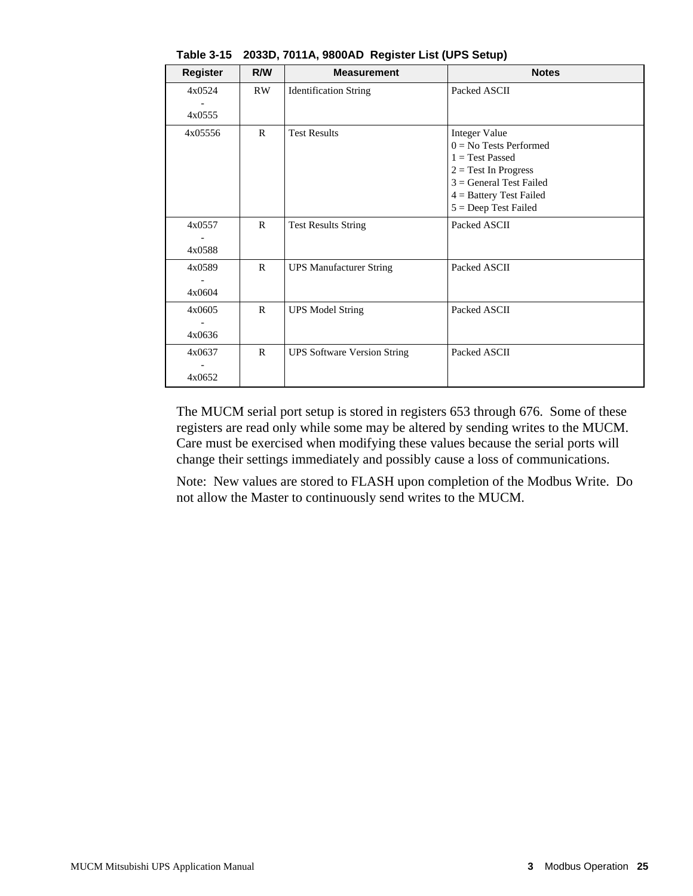**Table 3-15    2033D, 7011A, 9800AD  Register List (UPS Setup)**

| Register | R/W | Measurement | Notes |
|---|---|---|---|
| 4x0524 - 4x0555 | RW | Identification String | Packed ASCII |
| 4x05556 | R | Test Results | Integer Value<br>0 = No Tests Performed<br>1 = Test Passed<br>2 = Test In Progress<br>3 = General Test Failed<br>4 = Battery Test Failed<br>5 = Deep Test Failed |
| 4x0557 - 4x0588 | R | Test Results String | Packed ASCII |
| 4x0589 - 4x0604 | R | UPS Manufacturer String | Packed ASCII |
| 4x0605 - 4x0636 | R | UPS Model String | Packed ASCII |
| 4x0637 - 4x0652 | R | UPS Software Version String | Packed ASCII |

The MUCM serial port setup is stored in registers 653 through 676.  Some of these registers are read only while some may be altered by sending writes to the MUCM. Care must be exercised when modifying these values because the serial ports will change their settings immediately and possibly cause a loss of communications.

Note:  New values are stored to FLASH upon completion of the Modbus Write.  Do not allow the Master to continuously send writes to the MUCM.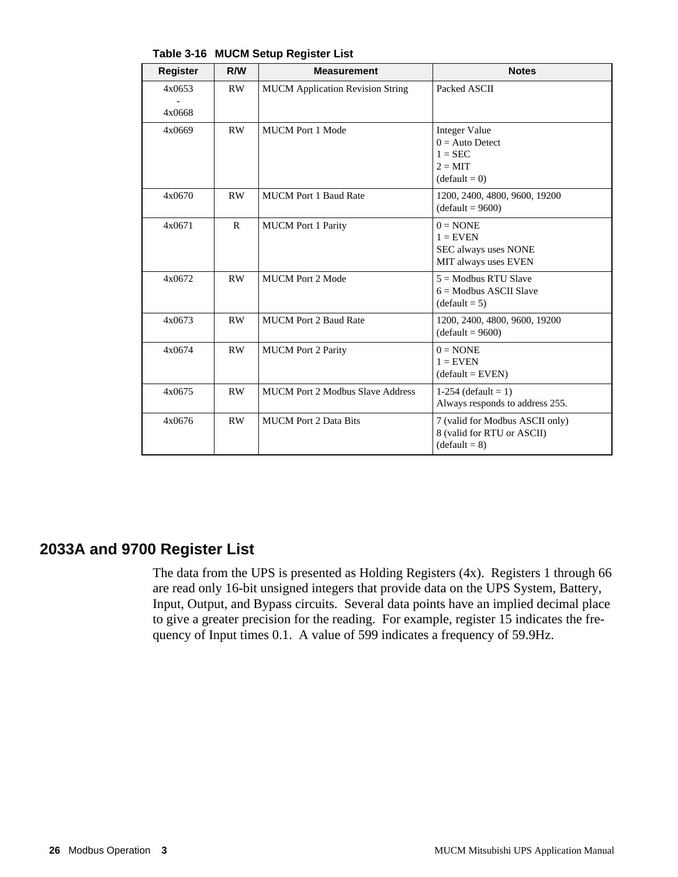**Table 3-16 MUCM Setup Register List**

| Register | R/W | Measurement | Notes |
|---|---|---|---|
| 4x0653 - 4x0668 | RW | MUCM Application Revision String | Packed ASCII |
| 4x0669 | RW | MUCM Port 1 Mode | Integer Value<br>0 = Auto Detect<br>1 = SEC<br>2 = MIT<br>(default = 0) |
| 4x0670 | RW | MUCM Port 1 Baud Rate | 1200, 2400, 4800, 9600, 19200<br>(default = 9600) |
| 4x0671 | R | MUCM Port 1 Parity | 0 = NONE<br>1 = EVEN<br>SEC always uses NONE<br>MIT always uses EVEN |
| 4x0672 | RW | MUCM Port 2 Mode | 5 = Modbus RTU Slave<br>6 = Modbus ASCII Slave<br>(default = 5) |
| 4x0673 | RW | MUCM Port 2 Baud Rate | 1200, 2400, 4800, 9600, 19200<br>(default = 9600) |
| 4x0674 | RW | MUCM Port 2 Parity | 0 = NONE<br>1 = EVEN<br>(default = EVEN) |
| 4x0675 | RW | MUCM Port 2 Modbus Slave Address | 1-254 (default = 1)<br>Always responds to address 255. |
| 4x0676 | RW | MUCM Port 2 Data Bits | 7 (valid for Modbus ASCII only)<br>8 (valid for RTU or ASCII)<br>(default = 8) |

## 2033A and 9700 Register List

The data from the UPS is presented as Holding Registers (4x). Registers 1 through 66 are read only 16-bit unsigned integers that provide data on the UPS System, Battery, Input, Output, and Bypass circuits. Several data points have an implied decimal place to give a greater precision for the reading. For example, register 15 indicates the frequency of Input times 0.1. A value of 599 indicates a frequency of 59.9Hz.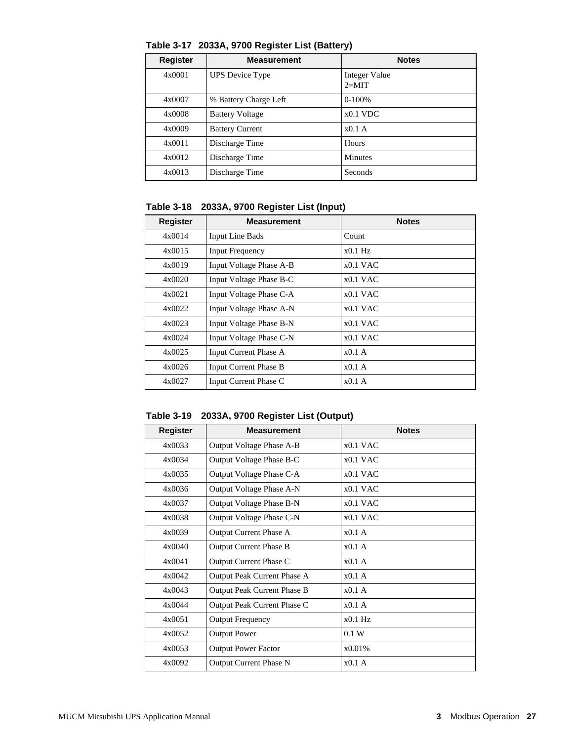**Table 3-17 2033A, 9700 Register List (Battery)**

| Register | Measurement | Notes |
|---|---|---|
| 4x0001 | UPS Device Type | Integer Value<br>2=MIT |
| 4x0007 | % Battery Charge Left | 0-100% |
| 4x0008 | Battery Voltage | x0.1 VDC |
| 4x0009 | Battery Current | x0.1 A |
| 4x0011 | Discharge Time | Hours |
| 4x0012 | Discharge Time | Minutes |
| 4x0013 | Discharge Time | Seconds |

**Table 3-18 2033A, 9700 Register List (Input)**

| Register | Measurement | Notes |
|---|---|---|
| 4x0014 | Input Line Bads | Count |
| 4x0015 | Input Frequency | x0.1 Hz |
| 4x0019 | Input Voltage Phase A-B | x0.1 VAC |
| 4x0020 | Input Voltage Phase B-C | x0.1 VAC |
| 4x0021 | Input Voltage Phase C-A | x0.1 VAC |
| 4x0022 | Input Voltage Phase A-N | x0.1 VAC |
| 4x0023 | Input Voltage Phase B-N | x0.1 VAC |
| 4x0024 | Input Voltage Phase C-N | x0.1 VAC |
| 4x0025 | Input Current Phase A | x0.1 A |
| 4x0026 | Input Current Phase B | x0.1 A |
| 4x0027 | Input Current Phase C | x0.1 A |

**Table 3-19 2033A, 9700 Register List (Output)**

| Register | Measurement | Notes |
|---|---|---|
| 4x0033 | Output Voltage Phase A-B | x0.1 VAC |
| 4x0034 | Output Voltage Phase B-C | x0.1 VAC |
| 4x0035 | Output Voltage Phase C-A | x0.1 VAC |
| 4x0036 | Output Voltage Phase A-N | x0.1 VAC |
| 4x0037 | Output Voltage Phase B-N | x0.1 VAC |
| 4x0038 | Output Voltage Phase C-N | x0.1 VAC |
| 4x0039 | Output Current Phase A | x0.1 A |
| 4x0040 | Output Current Phase B | x0.1 A |
| 4x0041 | Output Current Phase C | x0.1 A |
| 4x0042 | Output Peak Current Phase A | x0.1 A |
| 4x0043 | Output Peak Current Phase B | x0.1 A |
| 4x0044 | Output Peak Current Phase C | x0.1 A |
| 4x0051 | Output Frequency | x0.1 Hz |
| 4x0052 | Output Power | 0.1 W |
| 4x0053 | Output Power Factor | x0.01% |
| 4x0092 | Output Current Phase N | x0.1 A |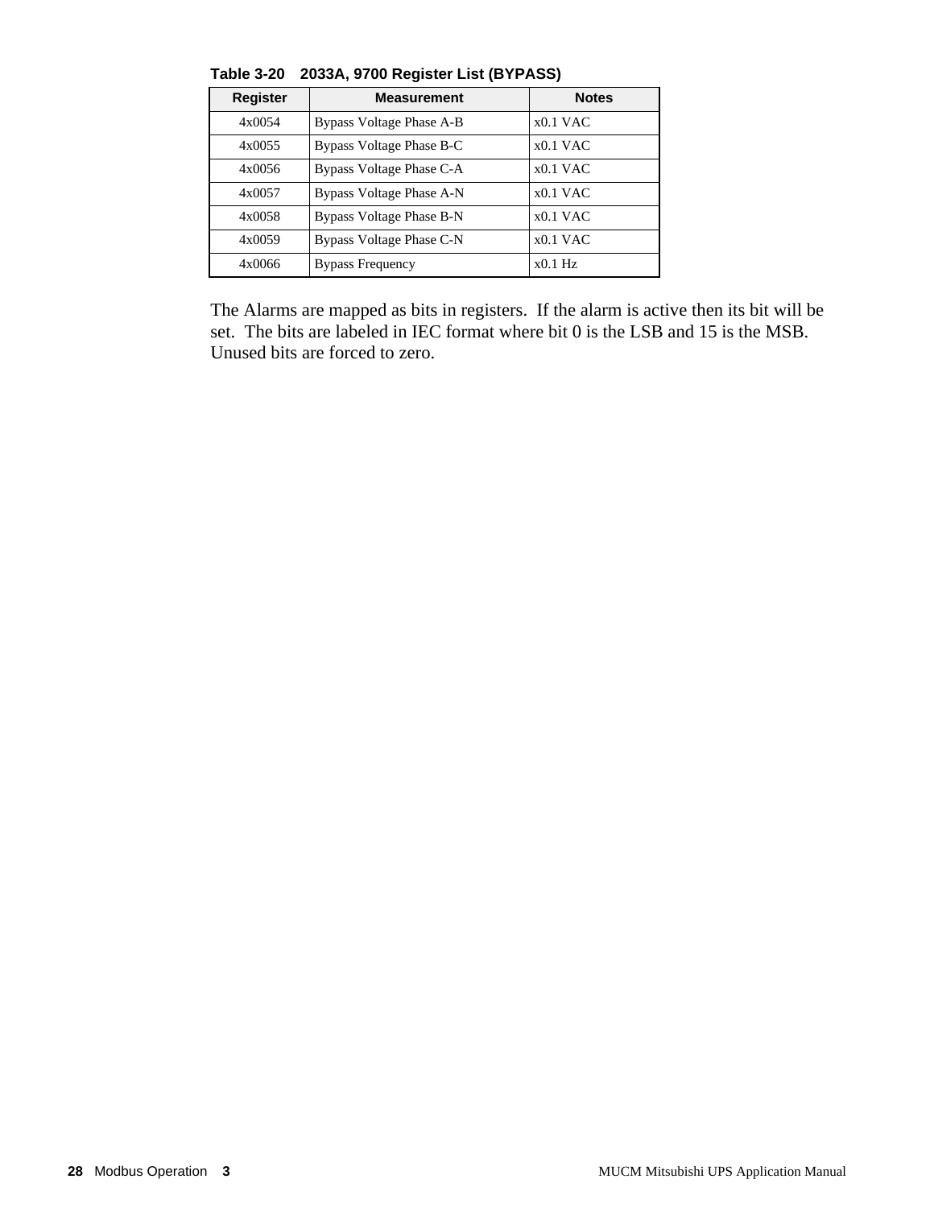**Table 3-20 2033A, 9700 Register List (BYPASS)**

| Register | Measurement | Notes |
|---|---|---|
| 4x0054 | Bypass Voltage Phase A-B | x0.1 VAC |
| 4x0055 | Bypass Voltage Phase B-C | x0.1 VAC |
| 4x0056 | Bypass Voltage Phase C-A | x0.1 VAC |
| 4x0057 | Bypass Voltage Phase A-N | x0.1 VAC |
| 4x0058 | Bypass Voltage Phase B-N | x0.1 VAC |
| 4x0059 | Bypass Voltage Phase C-N | x0.1 VAC |
| 4x0066 | Bypass Frequency | x0.1 Hz |

The Alarms are mapped as bits in registers. If the alarm is active then its bit will be set. The bits are labeled in IEC format where bit 0 is the LSB and 15 is the MSB. Unused bits are forced to zero.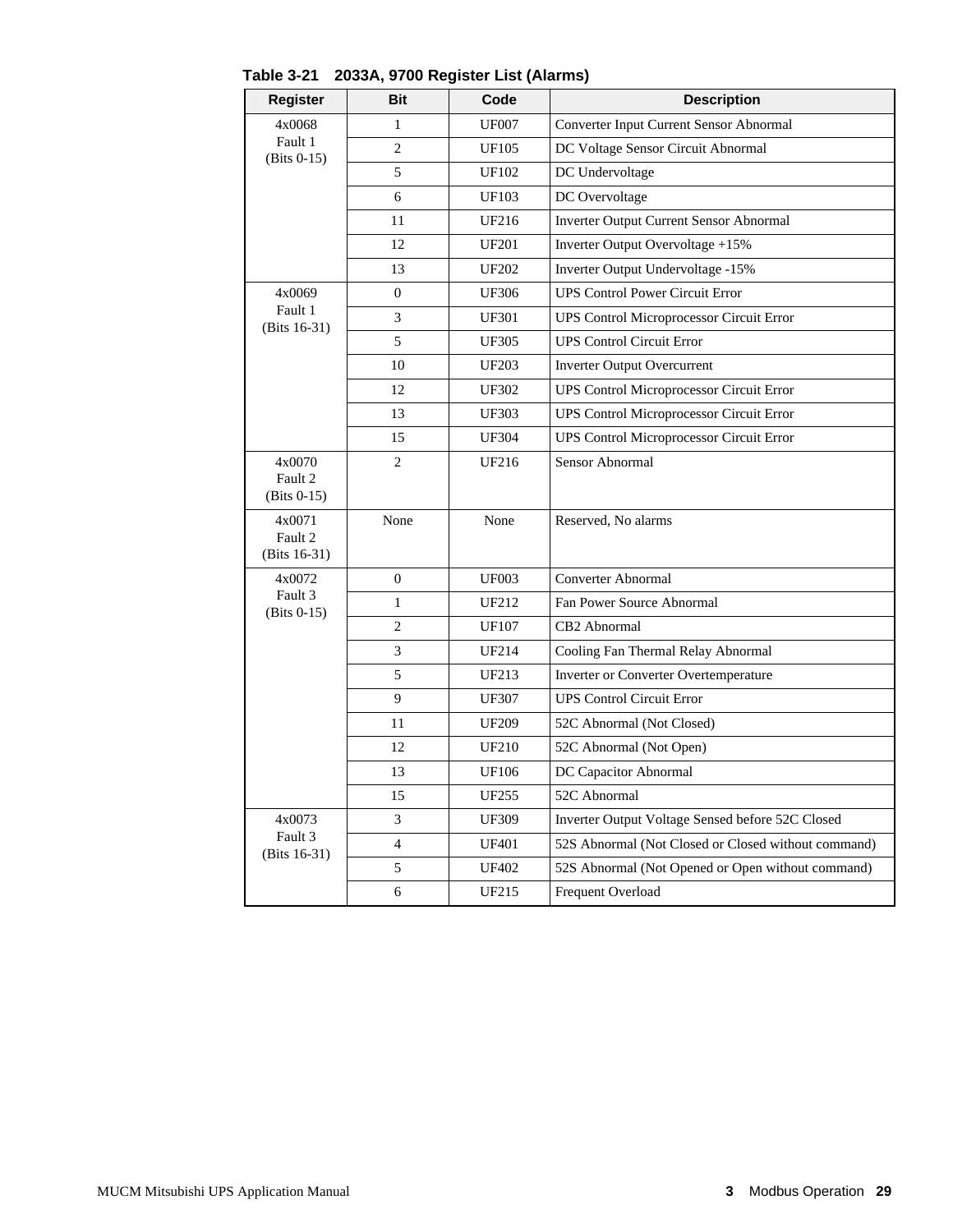**Table 3-21 2033A, 9700 Register List (Alarms)**

| Register | Bit | Code | Description |
|---|---|---|---|
| 4x0068 Fault 1 (Bits 0-15) | 1 | UF007 | Converter Input Current Sensor Abnormal |
| | 2 | UF105 | DC Voltage Sensor Circuit Abnormal |
| | 5 | UF102 | DC Undervoltage |
| | 6 | UF103 | DC Overvoltage |
| | 11 | UF216 | Inverter Output Current Sensor Abnormal |
| | 12 | UF201 | Inverter Output Overvoltage +15% |
| | 13 | UF202 | Inverter Output Undervoltage -15% |
| 4x0069 Fault 1 (Bits 16-31) | 0 | UF306 | UPS Control Power Circuit Error |
| | 3 | UF301 | UPS Control Microprocessor Circuit Error |
| | 5 | UF305 | UPS Control Circuit Error |
| | 10 | UF203 | Inverter Output Overcurrent |
| | 12 | UF302 | UPS Control Microprocessor Circuit Error |
| | 13 | UF303 | UPS Control Microprocessor Circuit Error |
| | 15 | UF304 | UPS Control Microprocessor Circuit Error |
| 4x0070 Fault 2 (Bits 0-15) | 2 | UF216 | Sensor Abnormal |
| 4x0071 Fault 2 (Bits 16-31) | None | None | Reserved, No alarms |
| 4x0072 Fault 3 (Bits 0-15) | 0 | UF003 | Converter Abnormal |
| | 1 | UF212 | Fan Power Source Abnormal |
| | 2 | UF107 | CB2 Abnormal |
| | 3 | UF214 | Cooling Fan Thermal Relay Abnormal |
| | 5 | UF213 | Inverter or Converter Overtemperature |
| | 9 | UF307 | UPS Control Circuit Error |
| | 11 | UF209 | 52C Abnormal (Not Closed) |
| | 12 | UF210 | 52C Abnormal (Not Open) |
| | 13 | UF106 | DC Capacitor Abnormal |
| | 15 | UF255 | 52C Abnormal |
| 4x0073 Fault 3 (Bits 16-31) | 3 | UF309 | Inverter Output Voltage Sensed before 52C Closed |
| | 4 | UF401 | 52S Abnormal (Not Closed or Closed without command) |
| | 5 | UF402 | 52S Abnormal (Not Opened or Open without command) |
| | 6 | UF215 | Frequent Overload |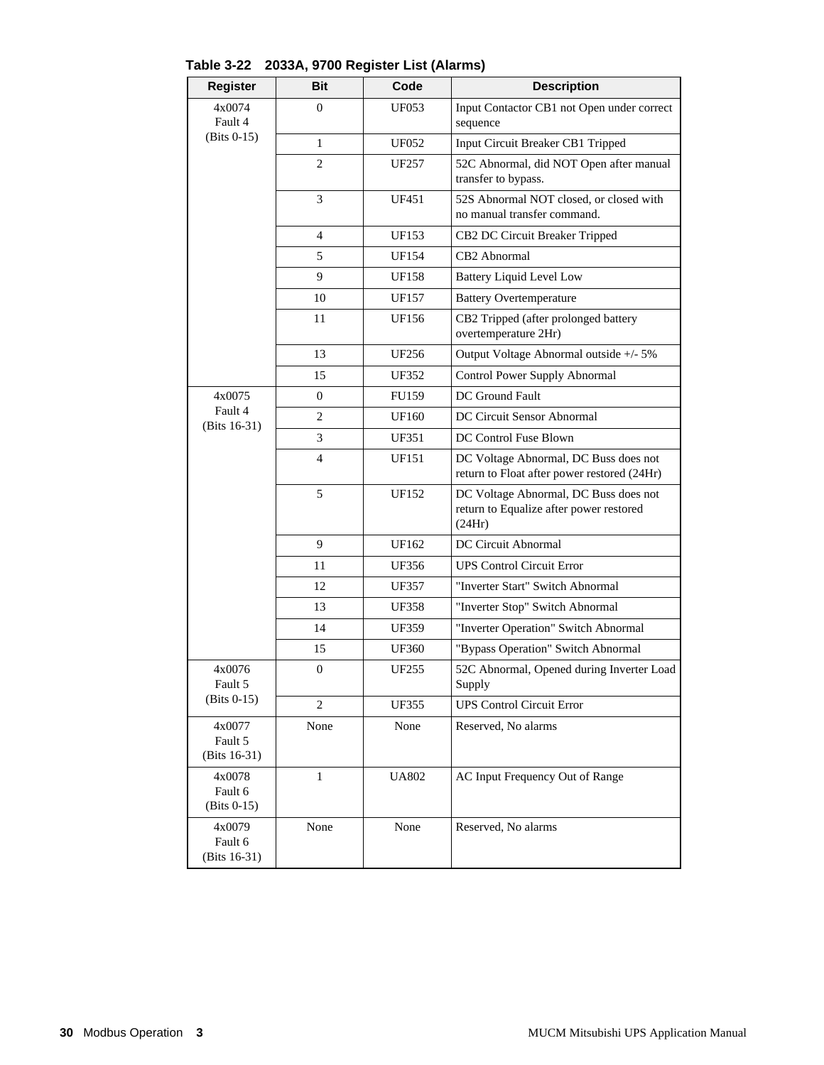**Table 3-22 2033A, 9700 Register List (Alarms)**

| Register | Bit | Code | Description |
|---|---|---|---|
| 4x0074 Fault 4 (Bits 0-15) | 0 | UF053 | Input Contactor CB1 not Open under correct sequence |
| | 1 | UF052 | Input Circuit Breaker CB1 Tripped |
| | 2 | UF257 | 52C Abnormal, did NOT Open after manual transfer to bypass. |
| | 3 | UF451 | 52S Abnormal NOT closed, or closed with no manual transfer command. |
| | 4 | UF153 | CB2 DC Circuit Breaker Tripped |
| | 5 | UF154 | CB2 Abnormal |
| | 9 | UF158 | Battery Liquid Level Low |
| | 10 | UF157 | Battery Overtemperature |
| | 11 | UF156 | CB2 Tripped (after prolonged battery overtemperature 2Hr) |
| | 13 | UF256 | Output Voltage Abnormal outside +/- 5% |
| | 15 | UF352 | Control Power Supply Abnormal |
| 4x0075 Fault 4 (Bits 16-31) | 0 | FU159 | DC Ground Fault |
| | 2 | UF160 | DC Circuit Sensor Abnormal |
| | 3 | UF351 | DC Control Fuse Blown |
| | 4 | UF151 | DC Voltage Abnormal, DC Buss does not return to Float after power restored (24Hr) |
| | 5 | UF152 | DC Voltage Abnormal, DC Buss does not return to Equalize after power restored (24Hr) |
| | 9 | UF162 | DC Circuit Abnormal |
| | 11 | UF356 | UPS Control Circuit Error |
| | 12 | UF357 | "Inverter Start" Switch Abnormal |
| | 13 | UF358 | "Inverter Stop" Switch Abnormal |
| | 14 | UF359 | "Inverter Operation" Switch Abnormal |
| | 15 | UF360 | "Bypass Operation" Switch Abnormal |
| 4x0076 Fault 5 (Bits 0-15) | 0 | UF255 | 52C Abnormal, Opened during Inverter Load Supply |
| | 2 | UF355 | UPS Control Circuit Error |
| 4x0077 Fault 5 (Bits 16-31) | None | None | Reserved, No alarms |
| 4x0078 Fault 6 (Bits 0-15) | 1 | UA802 | AC Input Frequency Out of Range |
| 4x0079 Fault 6 (Bits 16-31) | None | None | Reserved, No alarms |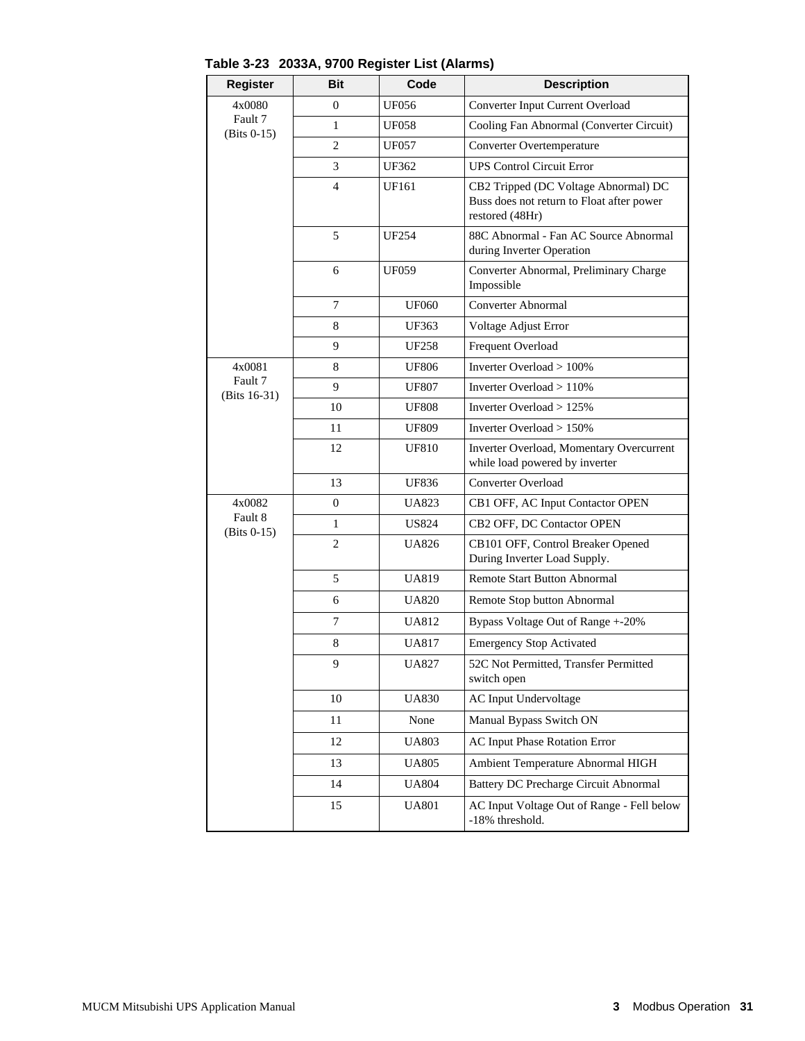**Table 3-23 2033A, 9700 Register List (Alarms)**

| Register | Bit | Code | Description |
|---|---|---|---|
| 4x0080 Fault 7 (Bits 0-15) | 0 | UF056 | Converter Input Current Overload |
| | 1 | UF058 | Cooling Fan Abnormal (Converter Circuit) |
| | 2 | UF057 | Converter Overtemperature |
| | 3 | UF362 | UPS Control Circuit Error |
| | 4 | UF161 | CB2 Tripped (DC Voltage Abnormal) DC Buss does not return to Float after power restored (48Hr) |
| | 5 | UF254 | 88C Abnormal - Fan AC Source Abnormal during Inverter Operation |
| | 6 | UF059 | Converter Abnormal, Preliminary Charge Impossible |
| | 7 | UF060 | Converter Abnormal |
| | 8 | UF363 | Voltage Adjust Error |
| | 9 | UF258 | Frequent Overload |
| 4x0081 Fault 7 (Bits 16-31) | 8 | UF806 | Inverter Overload > 100% |
| | 9 | UF807 | Inverter Overload > 110% |
| | 10 | UF808 | Inverter Overload > 125% |
| | 11 | UF809 | Inverter Overload > 150% |
| | 12 | UF810 | Inverter Overload, Momentary Overcurrent while load powered by inverter |
| | 13 | UF836 | Converter Overload |
| 4x0082 Fault 8 (Bits 0-15) | 0 | UA823 | CB1 OFF, AC Input Contactor OPEN |
| | 1 | US824 | CB2 OFF, DC Contactor OPEN |
| | 2 | UA826 | CB101 OFF, Control Breaker Opened During Inverter Load Supply. |
| | 5 | UA819 | Remote Start Button Abnormal |
| | 6 | UA820 | Remote Stop button Abnormal |
| | 7 | UA812 | Bypass Voltage Out of Range +-20% |
| | 8 | UA817 | Emergency Stop Activated |
| | 9 | UA827 | 52C Not Permitted, Transfer Permitted switch open |
| | 10 | UA830 | AC Input Undervoltage |
| | 11 | None | Manual Bypass Switch ON |
| | 12 | UA803 | AC Input Phase Rotation Error |
| | 13 | UA805 | Ambient Temperature Abnormal HIGH |
| | 14 | UA804 | Battery DC Precharge Circuit Abnormal |
| | 15 | UA801 | AC Input Voltage Out of Range - Fell below -18% threshold. |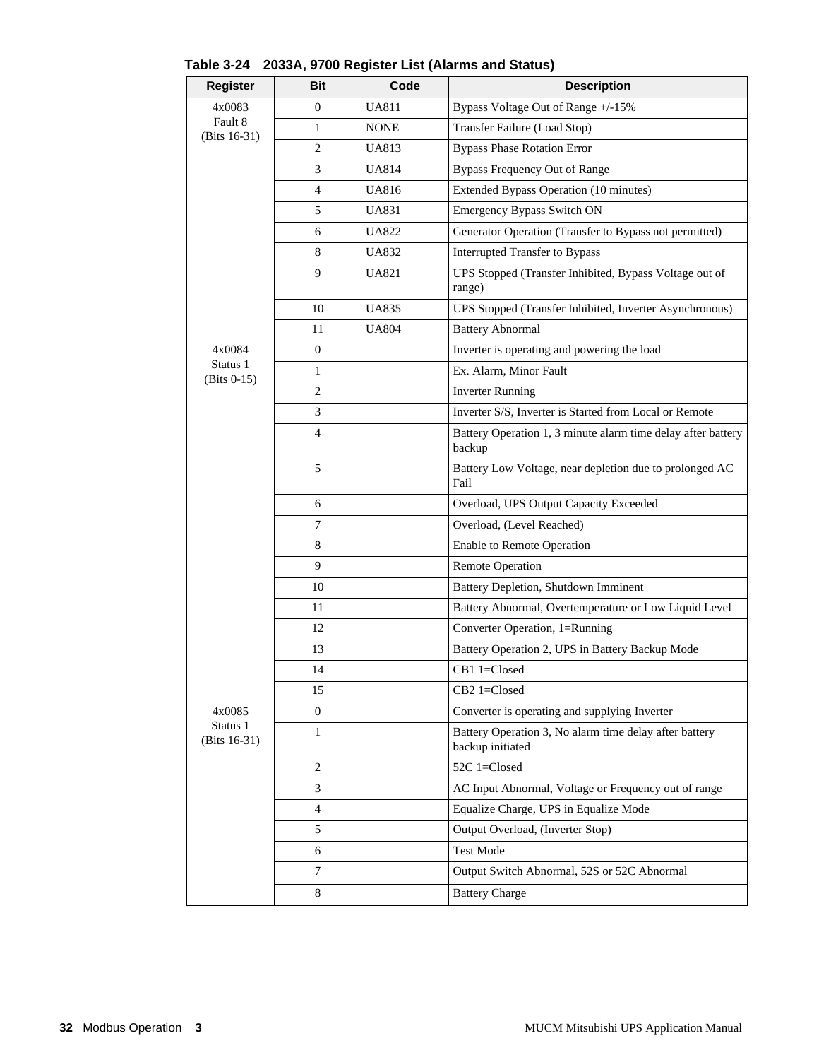**Table 3-24 2033A, 9700 Register List (Alarms and Status)**

| Register | Bit | Code | Description |
|---|---|---|---|
| 4x0083 Fault 8 (Bits 16-31) | 0 | UA811 | Bypass Voltage Out of Range +/-15% |
| | 1 | NONE | Transfer Failure (Load Stop) |
| | 2 | UA813 | Bypass Phase Rotation Error |
| | 3 | UA814 | Bypass Frequency Out of Range |
| | 4 | UA816 | Extended Bypass Operation (10 minutes) |
| | 5 | UA831 | Emergency Bypass Switch ON |
| | 6 | UA822 | Generator Operation (Transfer to Bypass not permitted) |
| | 8 | UA832 | Interrupted Transfer to Bypass |
| | 9 | UA821 | UPS Stopped (Transfer Inhibited, Bypass Voltage out of range) |
| | 10 | UA835 | UPS Stopped (Transfer Inhibited, Inverter Asynchronous) |
| | 11 | UA804 | Battery Abnormal |
| 4x0084 Status 1 (Bits 0-15) | 0 | | Inverter is operating and powering the load |
| | 1 | | Ex. Alarm, Minor Fault |
| | 2 | | Inverter Running |
| | 3 | | Inverter S/S, Inverter is Started from Local or Remote |
| | 4 | | Battery Operation 1, 3 minute alarm time delay after battery backup |
| | 5 | | Battery Low Voltage, near depletion due to prolonged AC Fail |
| | 6 | | Overload, UPS Output Capacity Exceeded |
| | 7 | | Overload, (Level Reached) |
| | 8 | | Enable to Remote Operation |
| | 9 | | Remote Operation |
| | 10 | | Battery Depletion, Shutdown Imminent |
| | 11 | | Battery Abnormal, Overtemperature or Low Liquid Level |
| | 12 | | Converter Operation, 1=Running |
| | 13 | | Battery Operation 2, UPS in Battery Backup Mode |
| | 14 | | CB1 1=Closed |
| | 15 | | CB2 1=Closed |
| 4x0085 Status 1 (Bits 16-31) | 0 | | Converter is operating and supplying Inverter |
| | 1 | | Battery Operation 3, No alarm time delay after battery backup initiated |
| | 2 | | 52C 1=Closed |
| | 3 | | AC Input Abnormal, Voltage or Frequency out of range |
| | 4 | | Equalize Charge, UPS in Equalize Mode |
| | 5 | | Output Overload, (Inverter Stop) |
| | 6 | | Test Mode |
| | 7 | | Output Switch Abnormal, 52S or 52C Abnormal |
| | 8 | | Battery Charge |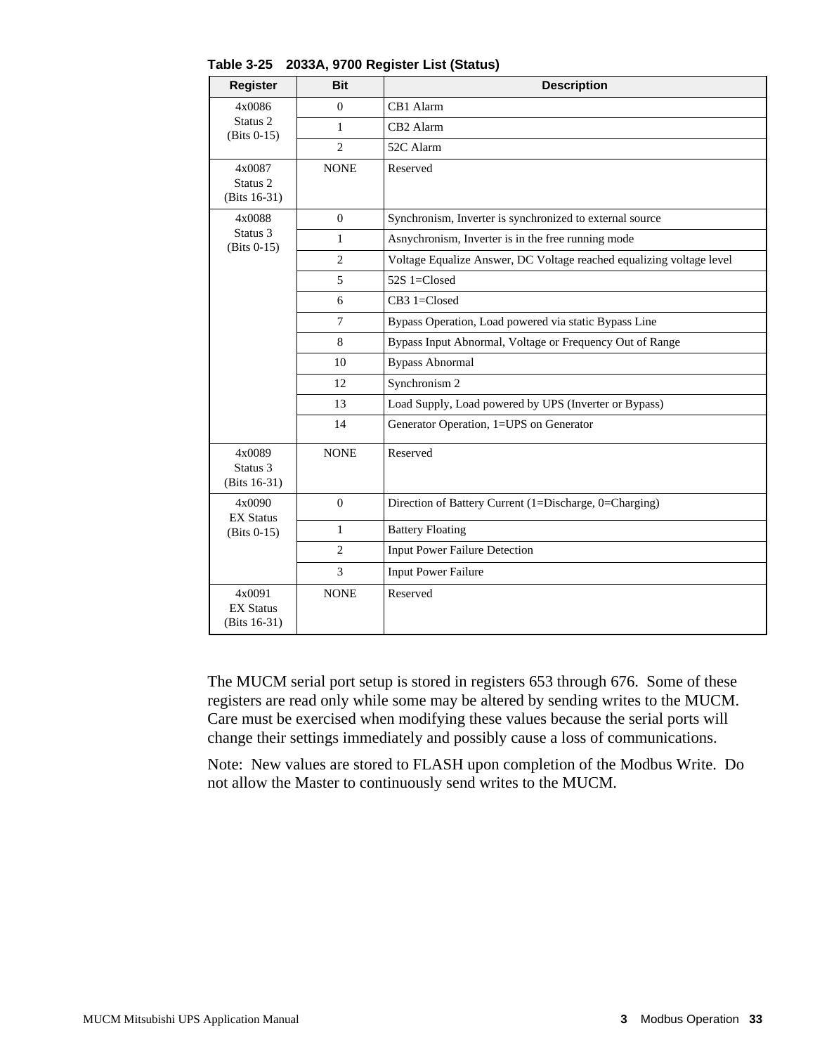**Table 3-25 2033A, 9700 Register List (Status)**

| Register | Bit | Description |
|---|---|---|
| 4x0086 Status 2 (Bits 0-15) | 0 | CB1 Alarm |
| | 1 | CB2 Alarm |
| | 2 | 52C Alarm |
| 4x0087 Status 2 (Bits 16-31) | NONE | Reserved |
| 4x0088 Status 3 (Bits 0-15) | 0 | Synchronism, Inverter is synchronized to external source |
| | 1 | Asynchronism, Inverter is in the free running mode |
| | 2 | Voltage Equalize Answer, DC Voltage reached equalizing voltage level |
| | 5 | 52S 1=Closed |
| | 6 | CB3 1=Closed |
| | 7 | Bypass Operation, Load powered via static Bypass Line |
| | 8 | Bypass Input Abnormal, Voltage or Frequency Out of Range |
| | 10 | Bypass Abnormal |
| | 12 | Synchronism 2 |
| | 13 | Load Supply, Load powered by UPS (Inverter or Bypass) |
| | 14 | Generator Operation, 1=UPS on Generator |
| 4x0089 Status 3 (Bits 16-31) | NONE | Reserved |
| 4x0090 EX Status (Bits 0-15) | 0 | Direction of Battery Current (1=Discharge, 0=Charging) |
| | 1 | Battery Floating |
| | 2 | Input Power Failure Detection |
| | 3 | Input Power Failure |
| 4x0091 EX Status (Bits 16-31) | NONE | Reserved |

The MUCM serial port setup is stored in registers 653 through 676. Some of these registers are read only while some may be altered by sending writes to the MUCM. Care must be exercised when modifying these values because the serial ports will change their settings immediately and possibly cause a loss of communications.

Note: New values are stored to FLASH upon completion of the Modbus Write. Do not allow the Master to continuously send writes to the MUCM.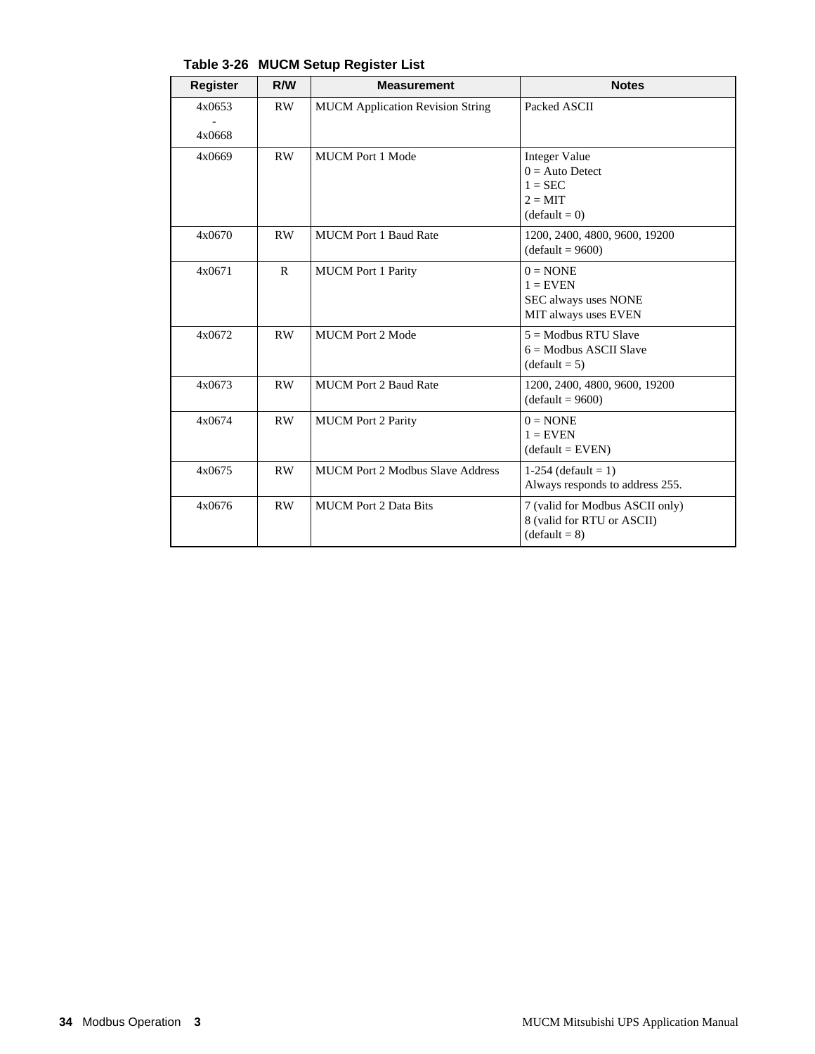**Table 3-26 MUCM Setup Register List**

| Register | R/W | Measurement | Notes |
|---|---|---|---|
| 4x0653<br>-<br>4x0668 | RW | MUCM Application Revision String | Packed ASCII |
| 4x0669 | RW | MUCM Port 1 Mode | Integer Value<br>0 = Auto Detect<br>1 = SEC<br>2 = MIT<br>(default = 0) |
| 4x0670 | RW | MUCM Port 1 Baud Rate | 1200, 2400, 4800, 9600, 19200<br>(default = 9600) |
| 4x0671 | R | MUCM Port 1 Parity | 0 = NONE<br>1 = EVEN<br>SEC always uses NONE<br>MIT always uses EVEN |
| 4x0672 | RW | MUCM Port 2 Mode | 5 = Modbus RTU Slave<br>6 = Modbus ASCII Slave<br>(default = 5) |
| 4x0673 | RW | MUCM Port 2 Baud Rate | 1200, 2400, 4800, 9600, 19200<br>(default = 9600) |
| 4x0674 | RW | MUCM Port 2 Parity | 0 = NONE<br>1 = EVEN<br>(default = EVEN) |
| 4x0675 | RW | MUCM Port 2 Modbus Slave Address | 1-254 (default = 1)<br>Always responds to address 255. |
| 4x0676 | RW | MUCM Port 2 Data Bits | 7 (valid for Modbus ASCII only)<br>8 (valid for RTU or ASCII)<br>(default = 8) |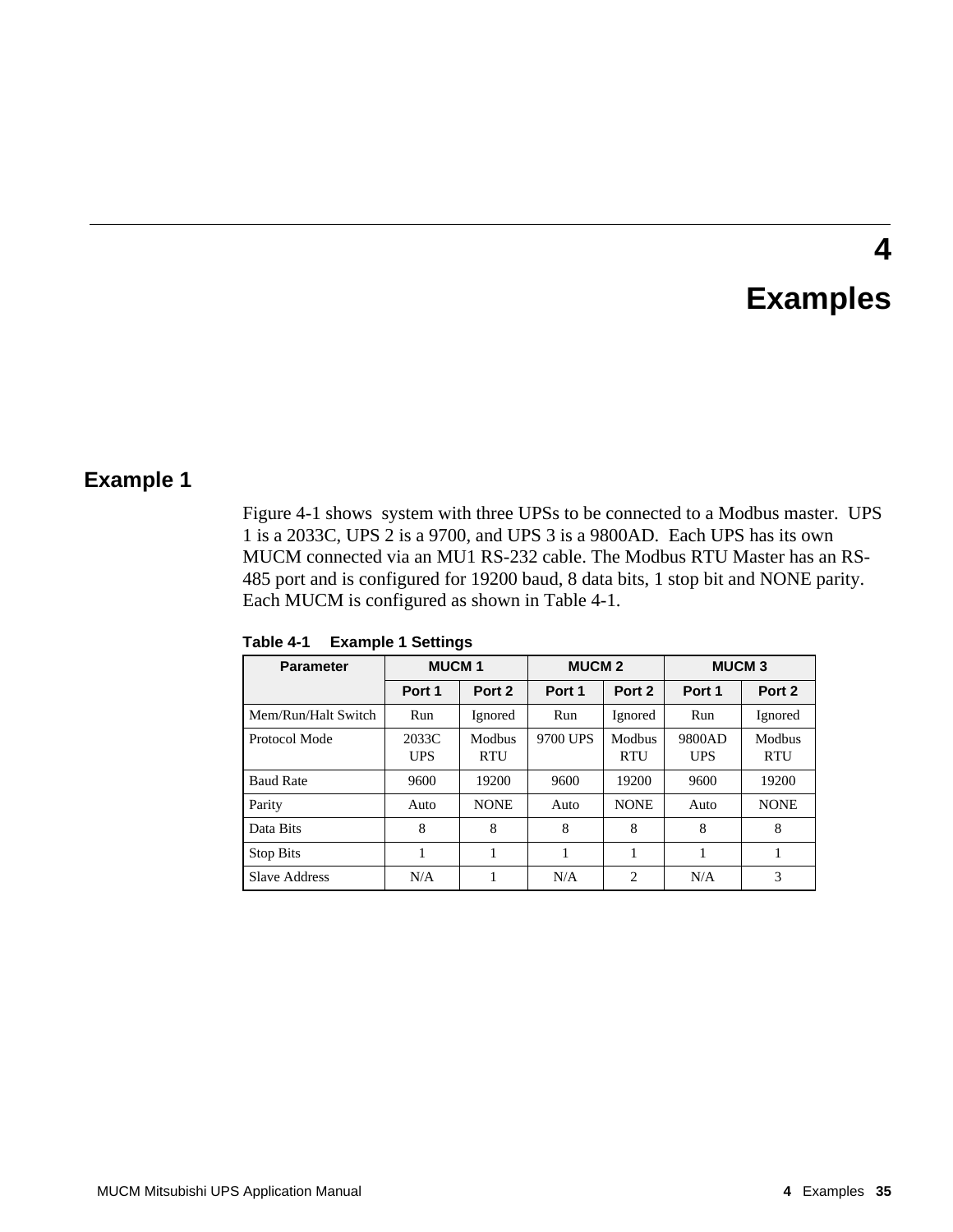# 4

# Examples

## Example 1

Figure 4-1 shows  system with three UPSs to be connected to a Modbus master.  UPS 1 is a 2033C, UPS 2 is a 9700, and UPS 3 is a 9800AD.  Each UPS has its own MUCM connected via an MU1 RS-232 cable. The Modbus RTU Master has an RS-485 port and is configured for 19200 baud, 8 data bits, 1 stop bit and NONE parity. Each MUCM is configured as shown in Table 4-1.

**Table 4-1  Example 1 Settings**

| Parameter | MUCM 1 | | MUCM 2 | | MUCM 3 | |
|---|---|---|---|---|---|---|
| | Port 1 | Port 2 | Port 1 | Port 2 | Port 1 | Port 2 |
| Mem/Run/Halt Switch | Run | Ignored | Run | Ignored | Run | Ignored |
| Protocol Mode | 2033C UPS | Modbus RTU | 9700 UPS | Modbus RTU | 9800AD UPS | Modbus RTU |
| Baud Rate | 9600 | 19200 | 9600 | 19200 | 9600 | 19200 |
| Parity | Auto | NONE | Auto | NONE | Auto | NONE |
| Data Bits | 8 | 8 | 8 | 8 | 8 | 8 |
| Stop Bits | 1 | 1 | 1 | 1 | 1 | 1 |
| Slave Address | N/A | 1 | N/A | 2 | N/A | 3 |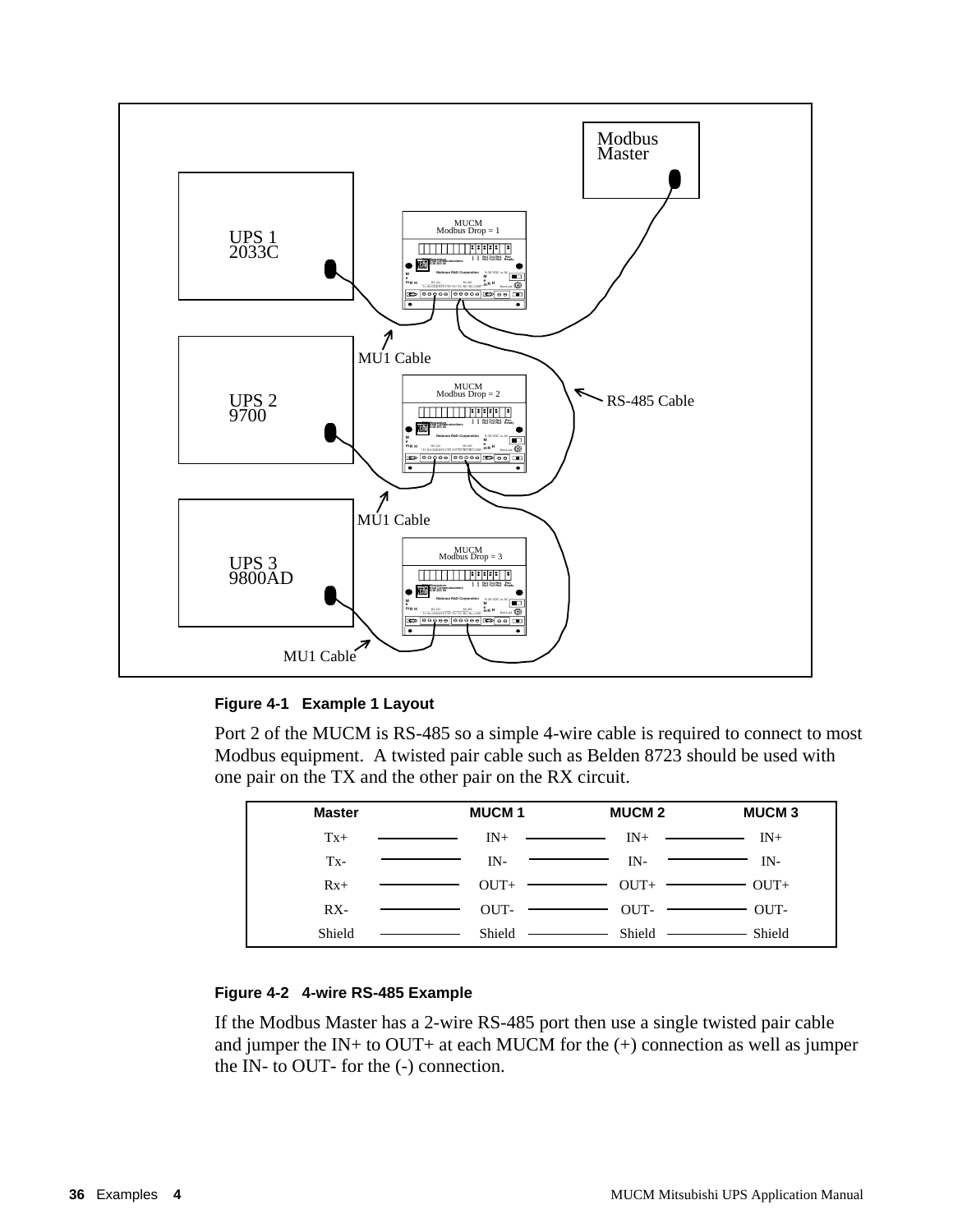**Figure 4-1 Example 1 Layout**

Port 2 of the MUCM is RS-485 so a simple 4-wire cable is required to connect to most Modbus equipment. A twisted pair cable such as Belden 8723 should be used with one pair on the TX and the other pair on the RX circuit.

| Master | MUCM 1 | MUCM 2 | MUCM 3 |
|---|---|---|---|
| Tx+ | IN+ | IN+ | IN+ |
| Tx- | IN- | IN- | IN- |
| Rx+ | OUT+ | OUT+ | OUT+ |
| RX- | OUT- | OUT- | OUT- |
| Shield | Shield | Shield | Shield |

**Figure 4-2 4-wire RS-485 Example**

If the Modbus Master has a 2-wire RS-485 port then use a single twisted pair cable and jumper the IN+ to OUT+ at each MUCM for the (+) connection as well as jumper the IN- to OUT- for the (-) connection.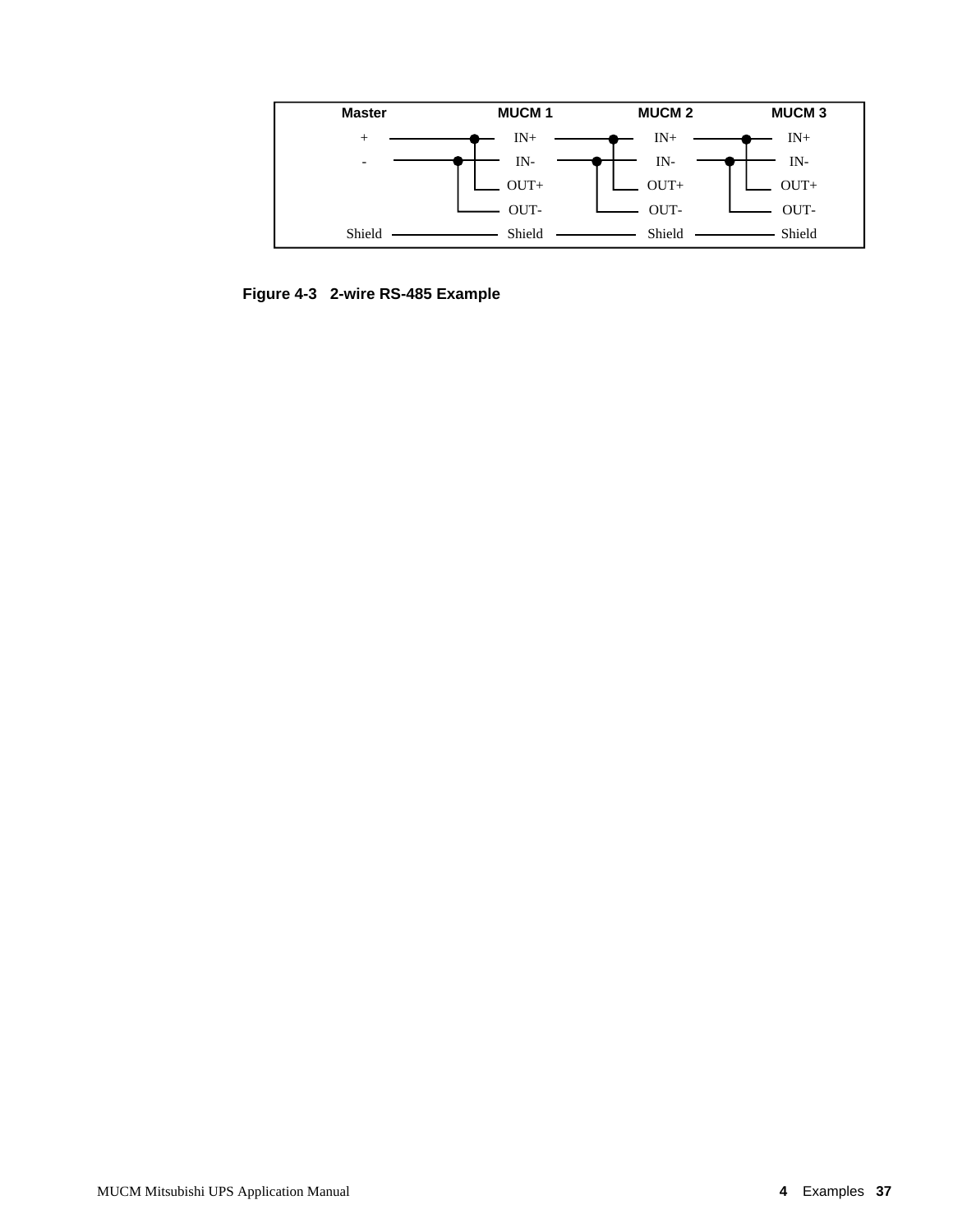| Master | MUCM 1 | MUCM 2 | MUCM 3 |
| --- | --- | --- | --- |
| + | IN+ | IN+ | IN+ |
| - | IN- | IN- | IN- |
| | OUT+ | OUT+ | OUT+ |
| | OUT- | OUT- | OUT- |
| Shield | Shield | Shield | Shield |

**Figure 4-3 2-wire RS-485 Example**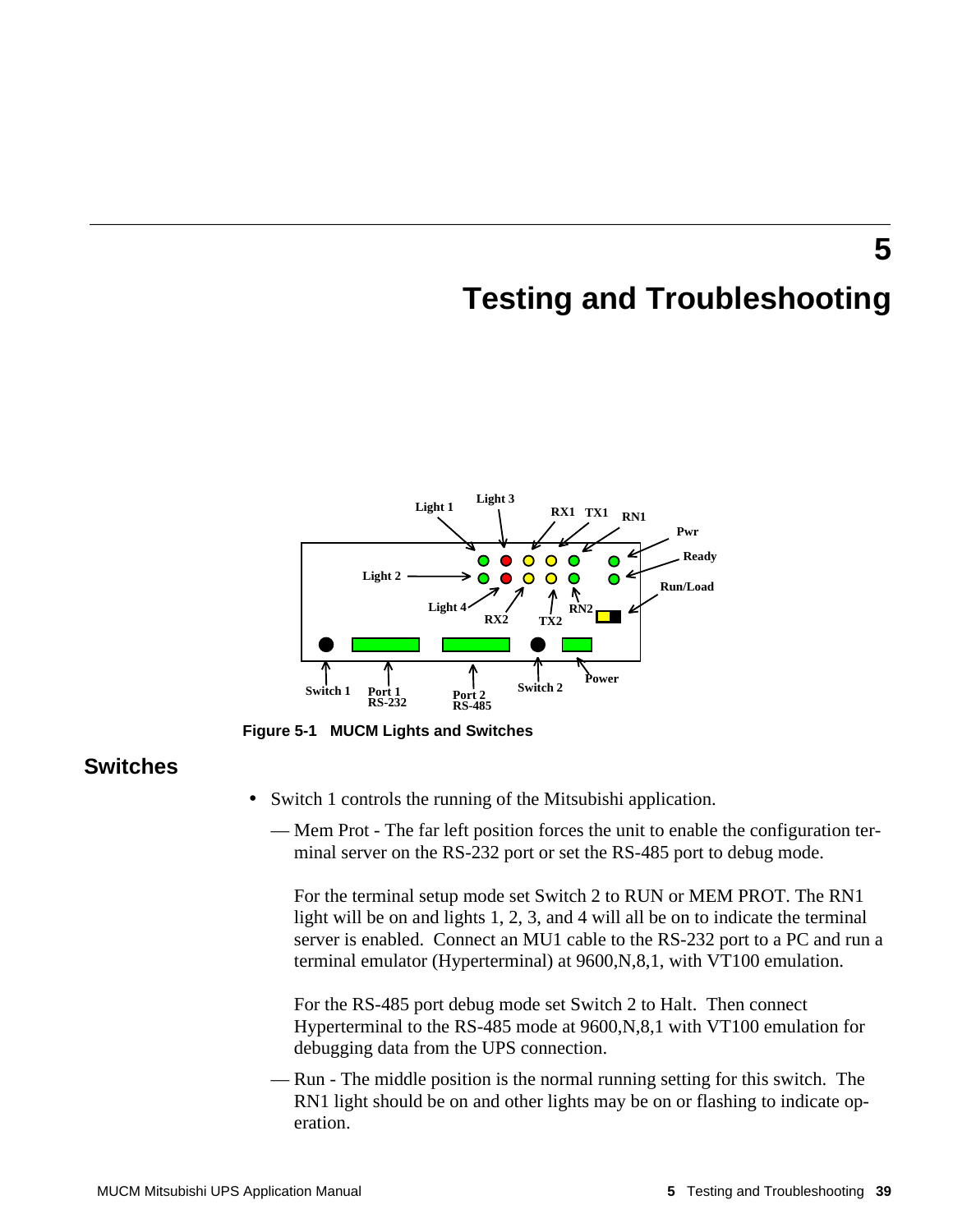# 5 Testing and Troubleshooting

Figure 5-1 MUCM Lights and Switches

## Switches

- Switch 1 controls the running of the Mitsubishi application.
  - — Mem Prot - The far left position forces the unit to enable the configuration terminal server on the RS-232 port or set the RS-485 port to debug mode.

    For the terminal setup mode set Switch 2 to RUN or MEM PROT. The RN1 light will be on and lights 1, 2, 3, and 4 will all be on to indicate the terminal server is enabled. Connect an MU1 cable to the RS-232 port to a PC and run a terminal emulator (Hyperterminal) at 9600,N,8,1, with VT100 emulation.

    For the RS-485 port debug mode set Switch 2 to Halt. Then connect Hyperterminal to the RS-485 mode at 9600,N,8,1 with VT100 emulation for debugging data from the UPS connection.
  - — Run - The middle position is the normal running setting for this switch. The RN1 light should be on and other lights may be on or flashing to indicate operation.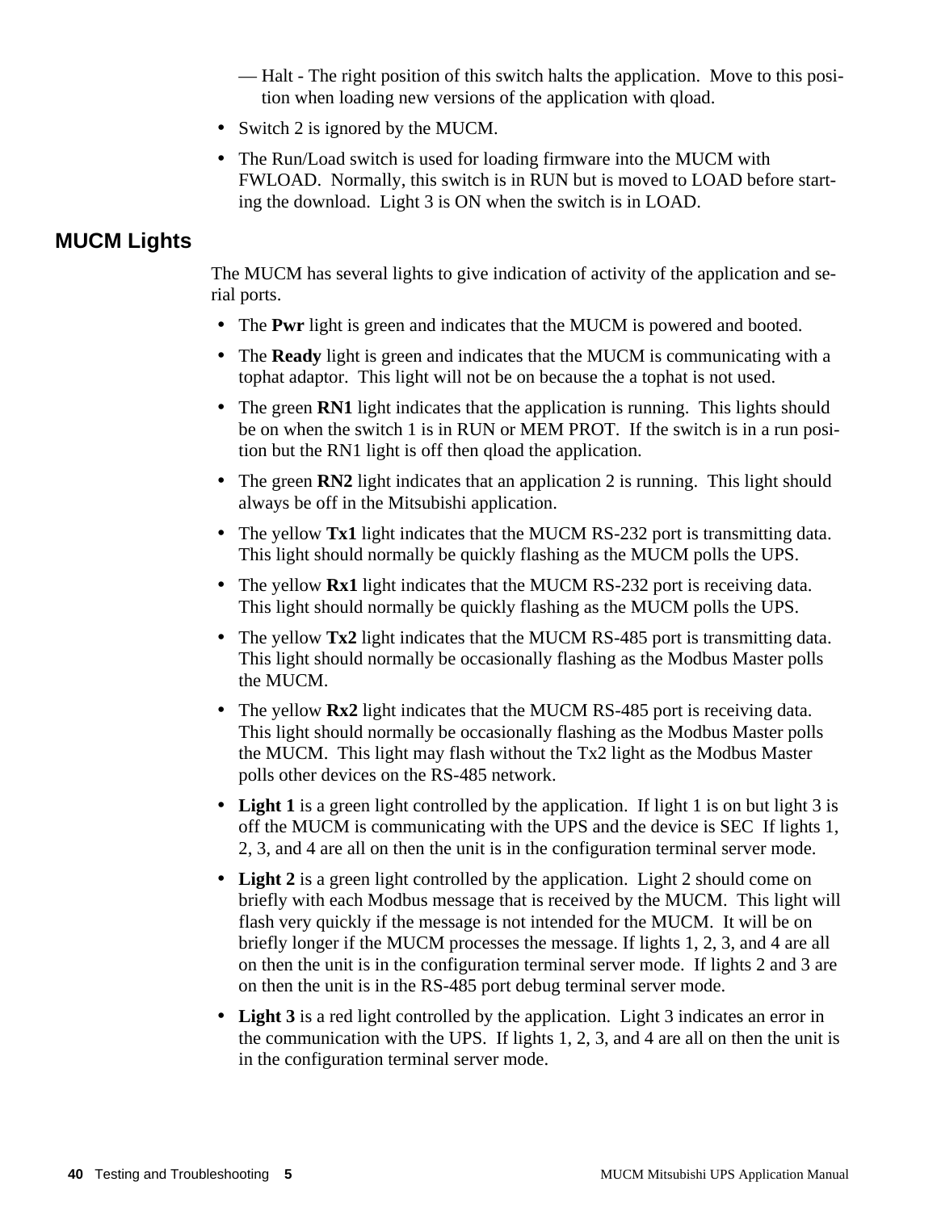— Halt - The right position of this switch halts the application. Move to this position when loading new versions of the application with qload.

- Switch 2 is ignored by the MUCM.
- The Run/Load switch is used for loading firmware into the MUCM with FWLOAD. Normally, this switch is in RUN but is moved to LOAD before starting the download. Light 3 is ON when the switch is in LOAD.

## MUCM Lights

The MUCM has several lights to give indication of activity of the application and serial ports.

- The **Pwr** light is green and indicates that the MUCM is powered and booted.
- The **Ready** light is green and indicates that the MUCM is communicating with a tophat adaptor. This light will not be on because the a tophat is not used.
- The green **RN1** light indicates that the application is running. This lights should be on when the switch 1 is in RUN or MEM PROT. If the switch is in a run position but the RN1 light is off then qload the application.
- The green **RN2** light indicates that an application 2 is running. This light should always be off in the Mitsubishi application.
- The yellow **Tx1** light indicates that the MUCM RS-232 port is transmitting data. This light should normally be quickly flashing as the MUCM polls the UPS.
- The yellow **Rx1** light indicates that the MUCM RS-232 port is receiving data. This light should normally be quickly flashing as the MUCM polls the UPS.
- The yellow **Tx2** light indicates that the MUCM RS-485 port is transmitting data. This light should normally be occasionally flashing as the Modbus Master polls the MUCM.
- The yellow **Rx2** light indicates that the MUCM RS-485 port is receiving data. This light should normally be occasionally flashing as the Modbus Master polls the MUCM. This light may flash without the Tx2 light as the Modbus Master polls other devices on the RS-485 network.
- **Light 1** is a green light controlled by the application. If light 1 is on but light 3 is off the MUCM is communicating with the UPS and the device is SEC If lights 1, 2, 3, and 4 are all on then the unit is in the configuration terminal server mode.
- **Light 2** is a green light controlled by the application. Light 2 should come on briefly with each Modbus message that is received by the MUCM. This light will flash very quickly if the message is not intended for the MUCM. It will be on briefly longer if the MUCM processes the message. If lights 1, 2, 3, and 4 are all on then the unit is in the configuration terminal server mode. If lights 2 and 3 are on then the unit is in the RS-485 port debug terminal server mode.
- **Light 3** is a red light controlled by the application. Light 3 indicates an error in the communication with the UPS. If lights 1, 2, 3, and 4 are all on then the unit is in the configuration terminal server mode.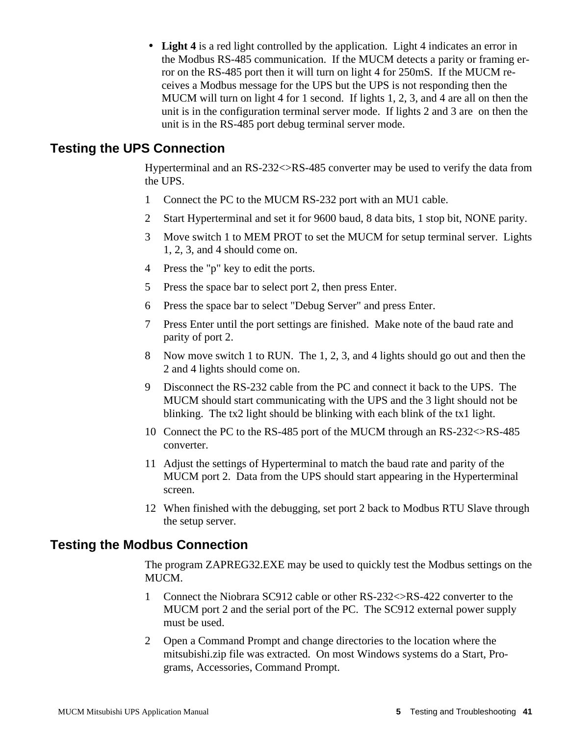- **Light 4** is a red light controlled by the application. Light 4 indicates an error in the Modbus RS-485 communication. If the MUCM detects a parity or framing error on the RS-485 port then it will turn on light 4 for 250mS. If the MUCM receives a Modbus message for the UPS but the UPS is not responding then the MUCM will turn on light 4 for 1 second. If lights 1, 2, 3, and 4 are all on then the unit is in the configuration terminal server mode. If lights 2 and 3 are on then the unit is in the RS-485 port debug terminal server mode.

## Testing the UPS Connection

Hyperterminal and an RS-232<>RS-485 converter may be used to verify the data from the UPS.

1. Connect the PC to the MUCM RS-232 port with an MU1 cable.
2. Start Hyperterminal and set it for 9600 baud, 8 data bits, 1 stop bit, NONE parity.
3. Move switch 1 to MEM PROT to set the MUCM for setup terminal server. Lights 1, 2, 3, and 4 should come on.
4. Press the "p" key to edit the ports.
5. Press the space bar to select port 2, then press Enter.
6. Press the space bar to select "Debug Server" and press Enter.
7. Press Enter until the port settings are finished. Make note of the baud rate and parity of port 2.
8. Now move switch 1 to RUN. The 1, 2, 3, and 4 lights should go out and then the 2 and 4 lights should come on.
9. Disconnect the RS-232 cable from the PC and connect it back to the UPS. The MUCM should start communicating with the UPS and the 3 light should not be blinking. The tx2 light should be blinking with each blink of the tx1 light.
10. Connect the PC to the RS-485 port of the MUCM through an RS-232<>RS-485 converter.
11. Adjust the settings of Hyperterminal to match the baud rate and parity of the MUCM port 2. Data from the UPS should start appearing in the Hyperterminal screen.
12. When finished with the debugging, set port 2 back to Modbus RTU Slave through the setup server.

## Testing the Modbus Connection

The program ZAPREG32.EXE may be used to quickly test the Modbus settings on the MUCM.

1. Connect the Niobrara SC912 cable or other RS-232<>RS-422 converter to the MUCM port 2 and the serial port of the PC. The SC912 external power supply must be used.
2. Open a Command Prompt and change directories to the location where the mitsubishi.zip file was extracted. On most Windows systems do a Start, Programs, Accessories, Command Prompt.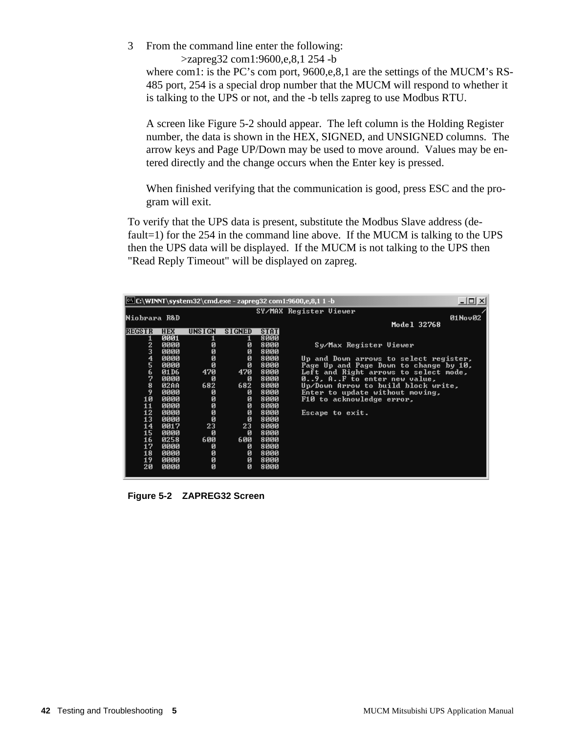3 From the command line enter the following:

```
>zapreg32 com1:9600,e,8,1 254 -b
```

where com1: is the PC's com port, 9600,e,8,1 are the settings of the MUCM's RS-485 port, 254 is a special drop number that the MUCM will respond to whether it is talking to the UPS or not, and the -b tells zapreg to use Modbus RTU.

A screen like Figure 5-2 should appear. The left column is the Holding Register number, the data is shown in the HEX, SIGNED, and UNSIGNED columns. The arrow keys and Page UP/Down may be used to move around. Values may be entered directly and the change occurs when the Enter key is pressed.

When finished verifying that the communication is good, press ESC and the program will exit.

To verify that the UPS data is present, substitute the Modbus Slave address (default=1) for the 254 in the command line above. If the MUCM is talking to the UPS then the UPS data will be displayed. If the MUCM is not talking to the UPS then "Read Reply Timeout" will be displayed on zapreg.

```
C:\WINNT\system32\cmd.exe - zapreg32 com1:9600,e,8,1 1 -b
                                SY/MAX Register Viewer
Niobrara R&D                                                          01Nov02
                                                      Model 32768
REGSTR   HEX   UNSIGN  SIGNED   STAT
     1   0001       1       1   8000
     2   0000       0       0   8000      Sy/Max Register Viewer
     3   0000       0       0   8000
     4   0000       0       0   8000   Up and Down arrows to select register,
     5   0000       0       0   8000   Page Up and Page Down to change by 10,
     6   01D6     470     470   8000   Left and Right arrows to select mode,
     7   0000       0       0   8000   0..9, A..F to enter new value,
     8   02AA     682     682   8000   Up/Down Arrow to build block write,
     9   0000       0       0   8000   Enter to update without moving,
    10   0000       0       0   8000   F10 to acknowledge error,
    11   0000       0       0   8000
    12   0000       0       0   8000   Escape to exit.
    13   0000       0       0   8000
    14   0017      23      23   8000
    15   0000       0       0   8000
    16   0258     600     600   8000
    17   0000       0       0   8000
    18   0000       0       0   8000
    19   0000       0       0   8000
    20   0000       0       0   8000
```

**Figure 5-2 ZAPREG32 Screen**